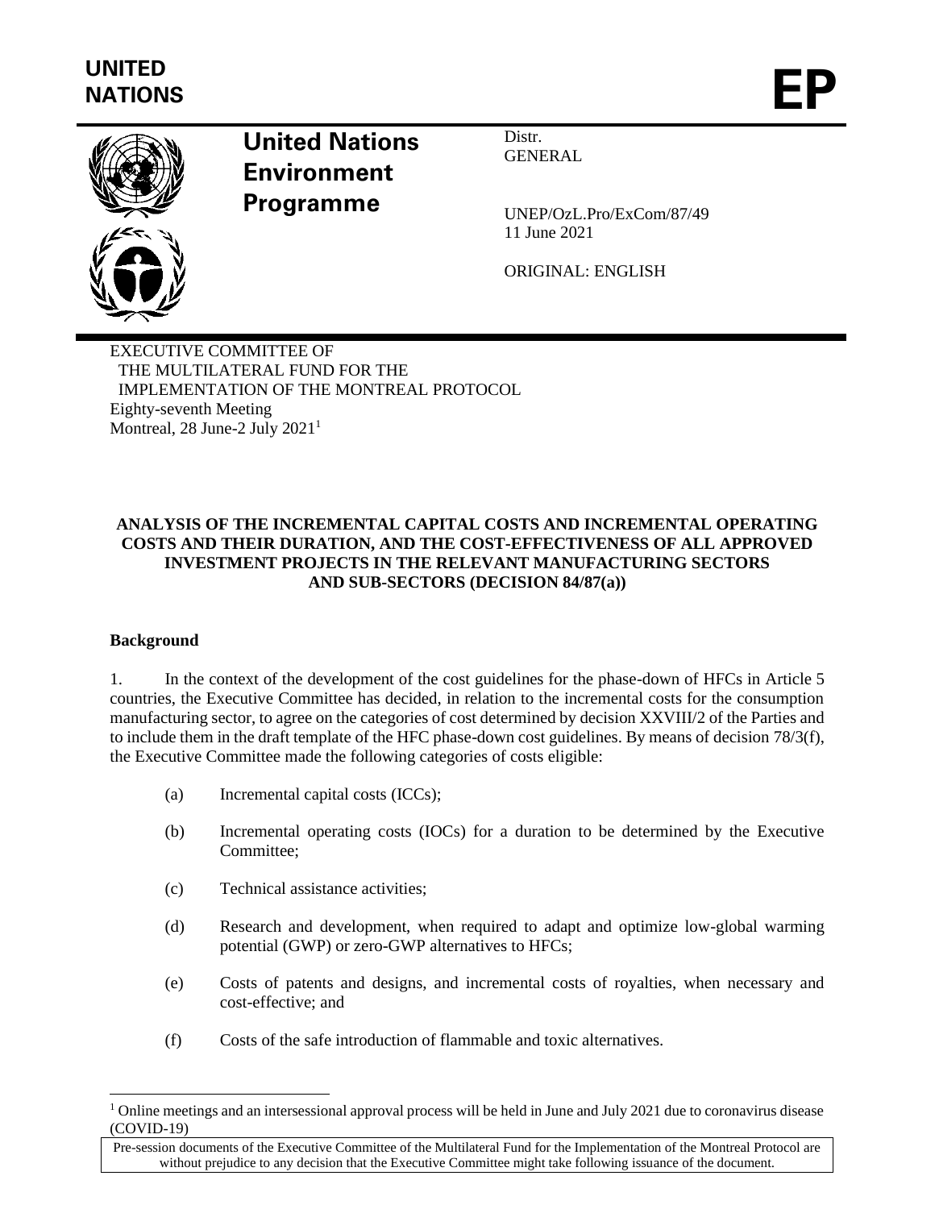**UNITED NATIONS**

# EP

**United Nations Environment Programme**

Distr.
GENERAL

UNEP/OzL.Pro/ExCom/87/49
11 June 2021

ORIGINAL: ENGLISH

EXECUTIVE COMMITTEE OF
THE MULTILATERAL FUND FOR THE
IMPLEMENTATION OF THE MONTREAL PROTOCOL
Eighty-seventh Meeting
Montreal, 28 June-2 July 2021[1]

## ANALYSIS OF THE INCREMENTAL CAPITAL COSTS AND INCREMENTAL OPERATING COSTS AND THEIR DURATION, AND THE COST-EFFECTIVENESS OF ALL APPROVED INVESTMENT PROJECTS IN THE RELEVANT MANUFACTURING SECTORS AND SUB-SECTORS (DECISION 84/87(a))

### Background

1. In the context of the development of the cost guidelines for the phase-down of HFCs in Article 5 countries, the Executive Committee has decided, in relation to the incremental costs for the consumption manufacturing sector, to agree on the categories of cost determined by decision XXVIII/2 of the Parties and to include them in the draft template of the HFC phase-down cost guidelines. By means of decision 78/3(f), the Executive Committee made the following categories of costs eligible:

   (a) Incremental capital costs (ICCs);

   (b) Incremental operating costs (IOCs) for a duration to be determined by the Executive Committee;

   (c) Technical assistance activities;

   (d) Research and development, when required to adapt and optimize low-global warming potential (GWP) or zero-GWP alternatives to HFCs;

   (e) Costs of patents and designs, and incremental costs of royalties, when necessary and cost-effective; and

   (f) Costs of the safe introduction of flammable and toxic alternatives.

[1] Online meetings and an intersessional approval process will be held in June and July 2021 due to coronavirus disease (COVID-19)

Pre-session documents of the Executive Committee of the Multilateral Fund for the Implementation of the Montreal Protocol are without prejudice to any decision that the Executive Committee might take following issuance of the document.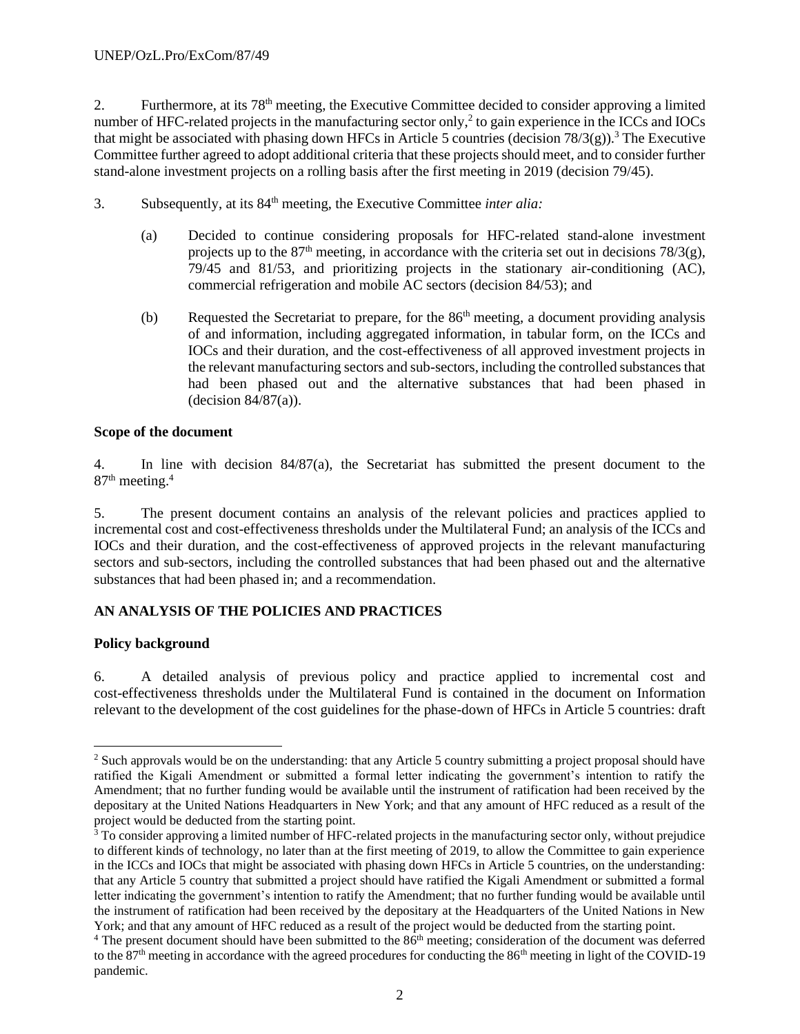2. Furthermore, at its 78th meeting, the Executive Committee decided to consider approving a limited number of HFC-related projects in the manufacturing sector only,[2] to gain experience in the ICCs and IOCs that might be associated with phasing down HFCs in Article 5 countries (decision 78/3(g)).[3] The Executive Committee further agreed to adopt additional criteria that these projects should meet, and to consider further stand-alone investment projects on a rolling basis after the first meeting in 2019 (decision 79/45).

3. Subsequently, at its 84th meeting, the Executive Committee *inter alia:*

   (a) Decided to continue considering proposals for HFC-related stand-alone investment projects up to the 87th meeting, in accordance with the criteria set out in decisions 78/3(g), 79/45 and 81/53, and prioritizing projects in the stationary air-conditioning (AC), commercial refrigeration and mobile AC sectors (decision 84/53); and

   (b) Requested the Secretariat to prepare, for the 86th meeting, a document providing analysis of and information, including aggregated information, in tabular form, on the ICCs and IOCs and their duration, and the cost-effectiveness of all approved investment projects in the relevant manufacturing sectors and sub-sectors, including the controlled substances that had been phased out and the alternative substances that had been phased in (decision 84/87(a)).

**Scope of the document**

4. In line with decision 84/87(a), the Secretariat has submitted the present document to the 87th meeting.[4]

5. The present document contains an analysis of the relevant policies and practices applied to incremental cost and cost-effectiveness thresholds under the Multilateral Fund; an analysis of the ICCs and IOCs and their duration, and the cost-effectiveness of approved projects in the relevant manufacturing sectors and sub-sectors, including the controlled substances that had been phased out and the alternative substances that had been phased in; and a recommendation.

## AN ANALYSIS OF THE POLICIES AND PRACTICES

**Policy background**

6. A detailed analysis of previous policy and practice applied to incremental cost and cost-effectiveness thresholds under the Multilateral Fund is contained in the document on Information relevant to the development of the cost guidelines for the phase-down of HFCs in Article 5 countries: draft

---

[2] Such approvals would be on the understanding: that any Article 5 country submitting a project proposal should have ratified the Kigali Amendment or submitted a formal letter indicating the government's intention to ratify the Amendment; that no further funding would be available until the instrument of ratification had been received by the depositary at the United Nations Headquarters in New York; and that any amount of HFC reduced as a result of the project would be deducted from the starting point.

[3] To consider approving a limited number of HFC-related projects in the manufacturing sector only, without prejudice to different kinds of technology, no later than at the first meeting of 2019, to allow the Committee to gain experience in the ICCs and IOCs that might be associated with phasing down HFCs in Article 5 countries, on the understanding: that any Article 5 country that submitted a project should have ratified the Kigali Amendment or submitted a formal letter indicating the government's intention to ratify the Amendment; that no further funding would be available until the instrument of ratification had been received by the depositary at the Headquarters of the United Nations in New York; and that any amount of HFC reduced as a result of the project would be deducted from the starting point.

[4] The present document should have been submitted to the 86th meeting; consideration of the document was deferred to the 87th meeting in accordance with the agreed procedures for conducting the 86th meeting in light of the COVID-19 pandemic.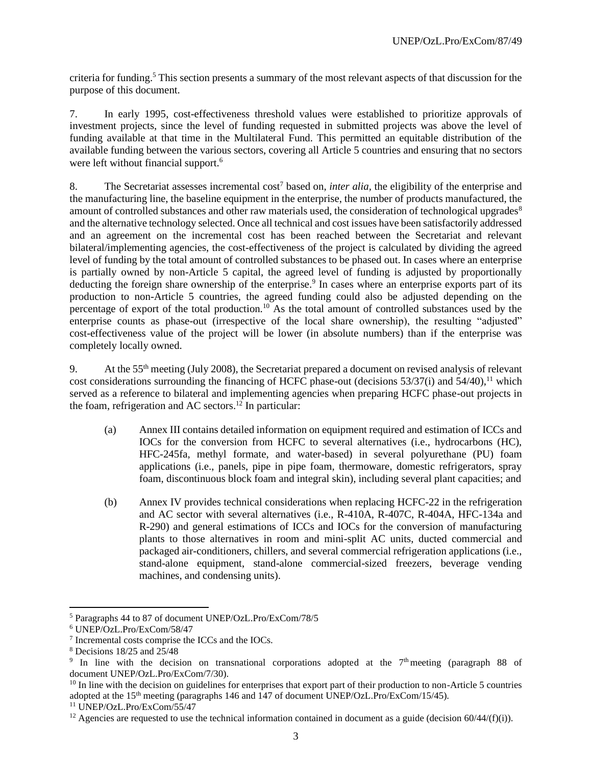criteria for funding.[5] This section presents a summary of the most relevant aspects of that discussion for the purpose of this document.

7. In early 1995, cost-effectiveness threshold values were established to prioritize approvals of investment projects, since the level of funding requested in submitted projects was above the level of funding available at that time in the Multilateral Fund. This permitted an equitable distribution of the available funding between the various sectors, covering all Article 5 countries and ensuring that no sectors were left without financial support.[6]

8. The Secretariat assesses incremental cost[7] based on, *inter alia*, the eligibility of the enterprise and the manufacturing line, the baseline equipment in the enterprise, the number of products manufactured, the amount of controlled substances and other raw materials used, the consideration of technological upgrades[8] and the alternative technology selected. Once all technical and cost issues have been satisfactorily addressed and an agreement on the incremental cost has been reached between the Secretariat and relevant bilateral/implementing agencies, the cost-effectiveness of the project is calculated by dividing the agreed level of funding by the total amount of controlled substances to be phased out. In cases where an enterprise is partially owned by non-Article 5 capital, the agreed level of funding is adjusted by proportionally deducting the foreign share ownership of the enterprise.[9] In cases where an enterprise exports part of its production to non-Article 5 countries, the agreed funding could also be adjusted depending on the percentage of export of the total production.[10] As the total amount of controlled substances used by the enterprise counts as phase-out (irrespective of the local share ownership), the resulting "adjusted" cost-effectiveness value of the project will be lower (in absolute numbers) than if the enterprise was completely locally owned.

9. At the 55th meeting (July 2008), the Secretariat prepared a document on revised analysis of relevant cost considerations surrounding the financing of HCFC phase-out (decisions 53/37(i) and 54/40),[11] which served as a reference to bilateral and implementing agencies when preparing HCFC phase-out projects in the foam, refrigeration and AC sectors.[12] In particular:

(a) Annex III contains detailed information on equipment required and estimation of ICCs and IOCs for the conversion from HCFC to several alternatives (i.e., hydrocarbons (HC), HFC-245fa, methyl formate, and water-based) in several polyurethane (PU) foam applications (i.e., panels, pipe in pipe foam, thermoware, domestic refrigerators, spray foam, discontinuous block foam and integral skin), including several plant capacities; and

(b) Annex IV provides technical considerations when replacing HCFC-22 in the refrigeration and AC sector with several alternatives (i.e., R-410A, R-407C, R-404A, HFC-134a and R-290) and general estimations of ICCs and IOCs for the conversion of manufacturing plants to those alternatives in room and mini-split AC units, ducted commercial and packaged air-conditioners, chillers, and several commercial refrigeration applications (i.e., stand-alone equipment, stand-alone commercial-sized freezers, beverage vending machines, and condensing units).

---

[5] Paragraphs 44 to 87 of document UNEP/OzL.Pro/ExCom/78/5

[6] UNEP/OzL.Pro/ExCom/58/47

[7] Incremental costs comprise the ICCs and the IOCs.

[8] Decisions 18/25 and 25/48

[9] In line with the decision on transnational corporations adopted at the 7th meeting (paragraph 88 of document UNEP/OzL.Pro/ExCom/7/30).

[10] In line with the decision on guidelines for enterprises that export part of their production to non-Article 5 countries adopted at the 15th meeting (paragraphs 146 and 147 of document UNEP/OzL.Pro/ExCom/15/45).

[11] UNEP/OzL.Pro/ExCom/55/47

[12] Agencies are requested to use the technical information contained in document as a guide (decision 60/44/(f)(i)).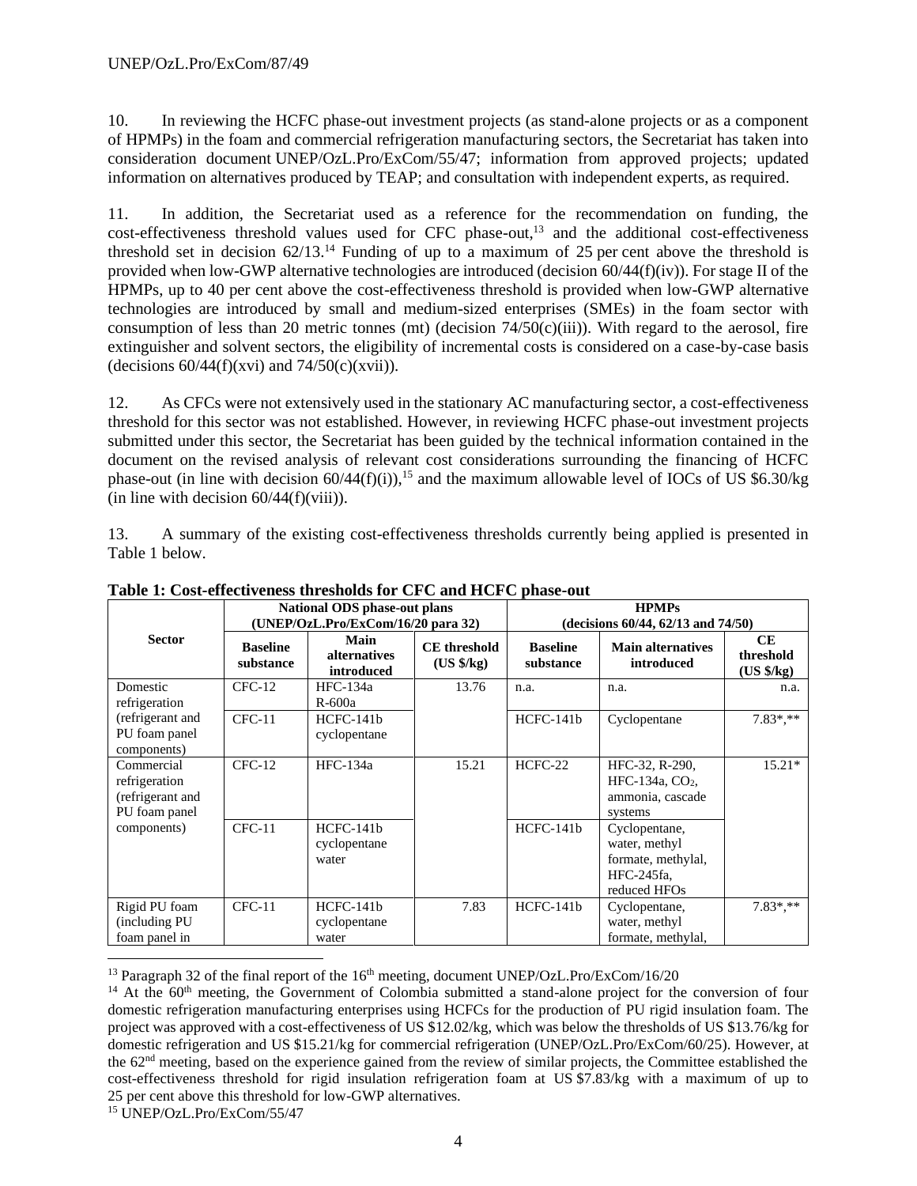10. In reviewing the HCFC phase-out investment projects (as stand-alone projects or as a component of HPMPs) in the foam and commercial refrigeration manufacturing sectors, the Secretariat has taken into consideration document UNEP/OzL.Pro/ExCom/55/47; information from approved projects; updated information on alternatives produced by TEAP; and consultation with independent experts, as required.

11. In addition, the Secretariat used as a reference for the recommendation on funding, the cost-effectiveness threshold values used for CFC phase-out,[13] and the additional cost-effectiveness threshold set in decision 62/13.[14] Funding of up to a maximum of 25 per cent above the threshold is provided when low-GWP alternative technologies are introduced (decision 60/44(f)(iv)). For stage II of the HPMPs, up to 40 per cent above the cost-effectiveness threshold is provided when low-GWP alternative technologies are introduced by small and medium-sized enterprises (SMEs) in the foam sector with consumption of less than 20 metric tonnes (mt) (decision 74/50(c)(iii)). With regard to the aerosol, fire extinguisher and solvent sectors, the eligibility of incremental costs is considered on a case-by-case basis (decisions 60/44(f)(xvi) and 74/50(c)(xvii)).

12. As CFCs were not extensively used in the stationary AC manufacturing sector, a cost-effectiveness threshold for this sector was not established. However, in reviewing HCFC phase-out investment projects submitted under this sector, the Secretariat has been guided by the technical information contained in the document on the revised analysis of relevant cost considerations surrounding the financing of HCFC phase-out (in line with decision 60/44(f)(i)),[15] and the maximum allowable level of IOCs of US $6.30/kg (in line with decision 60/44(f)(viii)).

13. A summary of the existing cost-effectiveness thresholds currently being applied is presented in Table 1 below.

**Table 1: Cost-effectiveness thresholds for CFC and HCFC phase-out**

| Sector | National ODS phase-out plans (UNEP/OzL.Pro/ExCom/16/20 para 32) | | | HPMPs (decisions 60/44, 62/13 and 74/50) | | |
|---|---|---|---|---|---|---|
| | **Baseline substance** | **Main alternatives introduced** | **CE threshold (US $/kg)** | **Baseline substance** | **Main alternatives introduced** | **CE threshold (US $/kg)** |
| Domestic refrigeration (refrigerant and PU foam panel components) | CFC-12 | HFC-134a R-600a | 13.76 | n.a. | n.a. | n.a. |
| | CFC-11 | HCFC-141b cyclopentane | | HCFC-141b | Cyclopentane | 7.83*,** |
| Commercial refrigeration (refrigerant and PU foam panel components) | CFC-12 | HFC-134a | 15.21 | HCFC-22 | HFC-32, R-290, HFC-134a, $CO_2$, ammonia, cascade systems | 15.21* |
| | CFC-11 | HCFC-141b cyclopentane water | | HCFC-141b | Cyclopentane, water, methyl formate, methylal, HFC-245fa, reduced HFOs | |
| Rigid PU foam (including PU foam panel in | CFC-11 | HCFC-141b cyclopentane water | 7.83 | HCFC-141b | Cyclopentane, water, methyl formate, methylal, | 7.83*,** |

[13] Paragraph 32 of the final report of the 16th meeting, document UNEP/OzL.Pro/ExCom/16/20

[14] At the 60th meeting, the Government of Colombia submitted a stand-alone project for the conversion of four domestic refrigeration manufacturing enterprises using HCFCs for the production of PU rigid insulation foam. The project was approved with a cost-effectiveness of US $12.02/kg, which was below the thresholds of US $13.76/kg for domestic refrigeration and US $15.21/kg for commercial refrigeration (UNEP/OzL.Pro/ExCom/60/25). However, at the 62nd meeting, based on the experience gained from the review of similar projects, the Committee established the cost-effectiveness threshold for rigid insulation refrigeration foam at US $7.83/kg with a maximum of up to 25 per cent above this threshold for low-GWP alternatives.

[15] UNEP/OzL.Pro/ExCom/55/47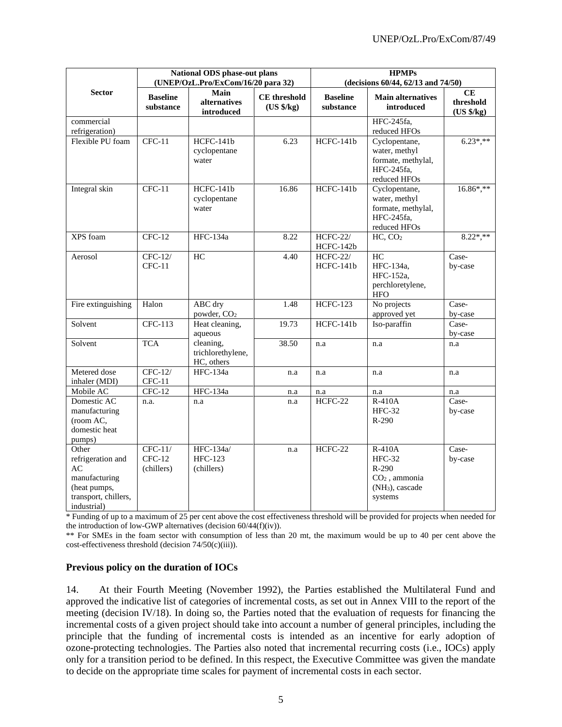| Sector | National ODS phase-out plans (UNEP/OzL.Pro/ExCom/16/20 para 32) | | | HPMPs (decisions 60/44, 62/13 and 74/50) | | |
|---|---|---|---|---|---|---|
| | Baseline substance | Main alternatives introduced | CE threshold (US $/kg) | Baseline substance | Main alternatives introduced | CE threshold (US $/kg) |
| commercial refrigeration) | | | | | HFC-245fa, reduced HFOs | |
| Flexible PU foam | CFC-11 | HCFC-141b cyclopentane water | 6.23 | HCFC-141b | Cyclopentane, water, methyl formate, methylal, HFC-245fa, reduced HFOs | 6.23*,** |
| Integral skin | CFC-11 | HCFC-141b cyclopentane water | 16.86 | HCFC-141b | Cyclopentane, water, methyl formate, methylal, HFC-245fa, reduced HFOs | 16.86*,** |
| XPS foam | CFC-12 | HFC-134a | 8.22 | HCFC-22/ HCFC-142b | HC, $CO_2$ | 8.22*,** |
| Aerosol | CFC-12/ CFC-11 | HC | 4.40 | HCFC-22/ HCFC-141b | HC HFC-134a, HFC-152a, perchloretylene, HFO | Case-by-case |
| Fire extinguishing | Halon | ABC dry powder, $CO_2$ | 1.48 | HCFC-123 | No projects approved yet | Case-by-case |
| Solvent | CFC-113 | Heat cleaning, aqueous cleaning, trichlorethylene, HC, others | 19.73 | HCFC-141b | Iso-paraffin | Case-by-case |
| Solvent | TCA | | 38.50 | n.a | n.a | n.a |
| Metered dose inhaler (MDI) | CFC-12/ CFC-11 | HFC-134a | n.a | n.a | n.a | n.a |
| Mobile AC | CFC-12 | HFC-134a | n.a | n.a | n.a | n.a |
| Domestic AC manufacturing (room AC, domestic heat pumps) | n.a. | n.a | n.a | HCFC-22 | R-410A HFC-32 R-290 | Case-by-case |
| Other refrigeration and AC manufacturing (heat pumps, transport, chillers, industrial) | CFC-11/ CFC-12 (chillers) | HFC-134a/ HFC-123 (chillers) | n.a | HCFC-22 | R-410A HFC-32 R-290 $CO_2$ , ammonia ($NH_3$), cascade systems | Case-by-case |

* Funding of up to a maximum of 25 per cent above the cost effectiveness threshold will be provided for projects when needed for the introduction of low-GWP alternatives (decision 60/44(f)(iv)).

** For SMEs in the foam sector with consumption of less than 20 mt, the maximum would be up to 40 per cent above the cost-effectiveness threshold (decision 74/50(c)(iii)).

### Previous policy on the duration of IOCs

14. At their Fourth Meeting (November 1992), the Parties established the Multilateral Fund and approved the indicative list of categories of incremental costs, as set out in Annex VIII to the report of the meeting (decision IV/18). In doing so, the Parties noted that the evaluation of requests for financing the incremental costs of a given project should take into account a number of general principles, including the principle that the funding of incremental costs is intended as an incentive for early adoption of ozone-protecting technologies. The Parties also noted that incremental recurring costs (i.e., IOCs) apply only for a transition period to be defined. In this respect, the Executive Committee was given the mandate to decide on the appropriate time scales for payment of incremental costs in each sector.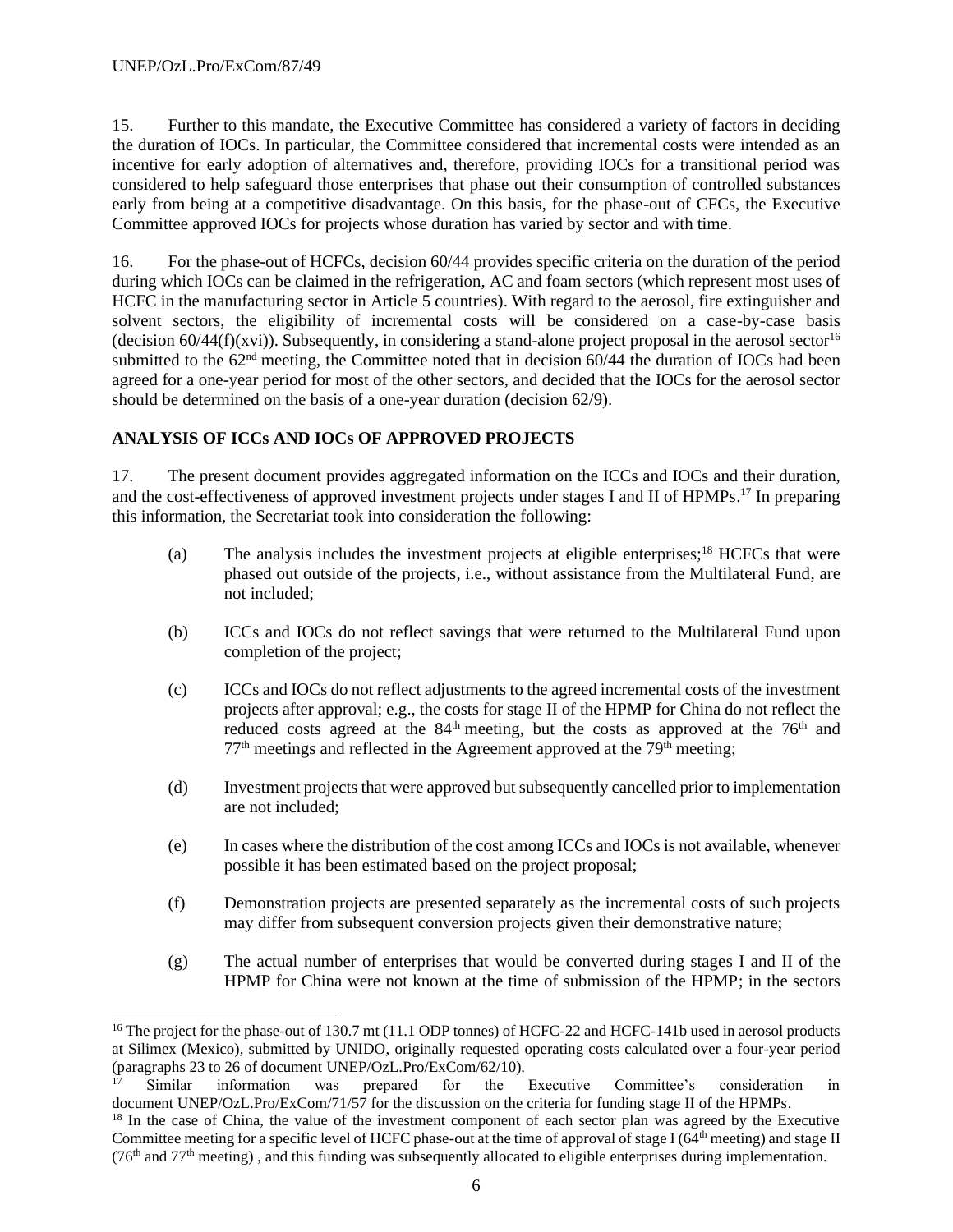15. Further to this mandate, the Executive Committee has considered a variety of factors in deciding the duration of IOCs. In particular, the Committee considered that incremental costs were intended as an incentive for early adoption of alternatives and, therefore, providing IOCs for a transitional period was considered to help safeguard those enterprises that phase out their consumption of controlled substances early from being at a competitive disadvantage. On this basis, for the phase-out of CFCs, the Executive Committee approved IOCs for projects whose duration has varied by sector and with time.

16. For the phase-out of HCFCs, decision 60/44 provides specific criteria on the duration of the period during which IOCs can be claimed in the refrigeration, AC and foam sectors (which represent most uses of HCFC in the manufacturing sector in Article 5 countries). With regard to the aerosol, fire extinguisher and solvent sectors, the eligibility of incremental costs will be considered on a case-by-case basis (decision 60/44(f)(xvi)). Subsequently, in considering a stand-alone project proposal in the aerosol sector[16] submitted to the 62nd meeting, the Committee noted that in decision 60/44 the duration of IOCs had been agreed for a one-year period for most of the other sectors, and decided that the IOCs for the aerosol sector should be determined on the basis of a one-year duration (decision 62/9).

**ANALYSIS OF ICCs AND IOCs OF APPROVED PROJECTS**

17. The present document provides aggregated information on the ICCs and IOCs and their duration, and the cost-effectiveness of approved investment projects under stages I and II of HPMPs.[17] In preparing this information, the Secretariat took into consideration the following:

(a) The analysis includes the investment projects at eligible enterprises;[18] HCFCs that were phased out outside of the projects, i.e., without assistance from the Multilateral Fund, are not included;

(b) ICCs and IOCs do not reflect savings that were returned to the Multilateral Fund upon completion of the project;

(c) ICCs and IOCs do not reflect adjustments to the agreed incremental costs of the investment projects after approval; e.g., the costs for stage II of the HPMP for China do not reflect the reduced costs agreed at the 84th meeting, but the costs as approved at the 76th and 77th meetings and reflected in the Agreement approved at the 79th meeting;

(d) Investment projects that were approved but subsequently cancelled prior to implementation are not included;

(e) In cases where the distribution of the cost among ICCs and IOCs is not available, whenever possible it has been estimated based on the project proposal;

(f) Demonstration projects are presented separately as the incremental costs of such projects may differ from subsequent conversion projects given their demonstrative nature;

(g) The actual number of enterprises that would be converted during stages I and II of the HPMP for China were not known at the time of submission of the HPMP; in the sectors

---

[16] The project for the phase-out of 130.7 mt (11.1 ODP tonnes) of HCFC-22 and HCFC-141b used in aerosol products at Silimex (Mexico), submitted by UNIDO, originally requested operating costs calculated over a four-year period (paragraphs 23 to 26 of document UNEP/OzL.Pro/ExCom/62/10).

[17] Similar information was prepared for the Executive Committee's consideration in document UNEP/OzL.Pro/ExCom/71/57 for the discussion on the criteria for funding stage II of the HPMPs.

[18] In the case of China, the value of the investment component of each sector plan was agreed by the Executive Committee meeting for a specific level of HCFC phase-out at the time of approval of stage I (64th meeting) and stage II (76th and 77th meeting) , and this funding was subsequently allocated to eligible enterprises during implementation.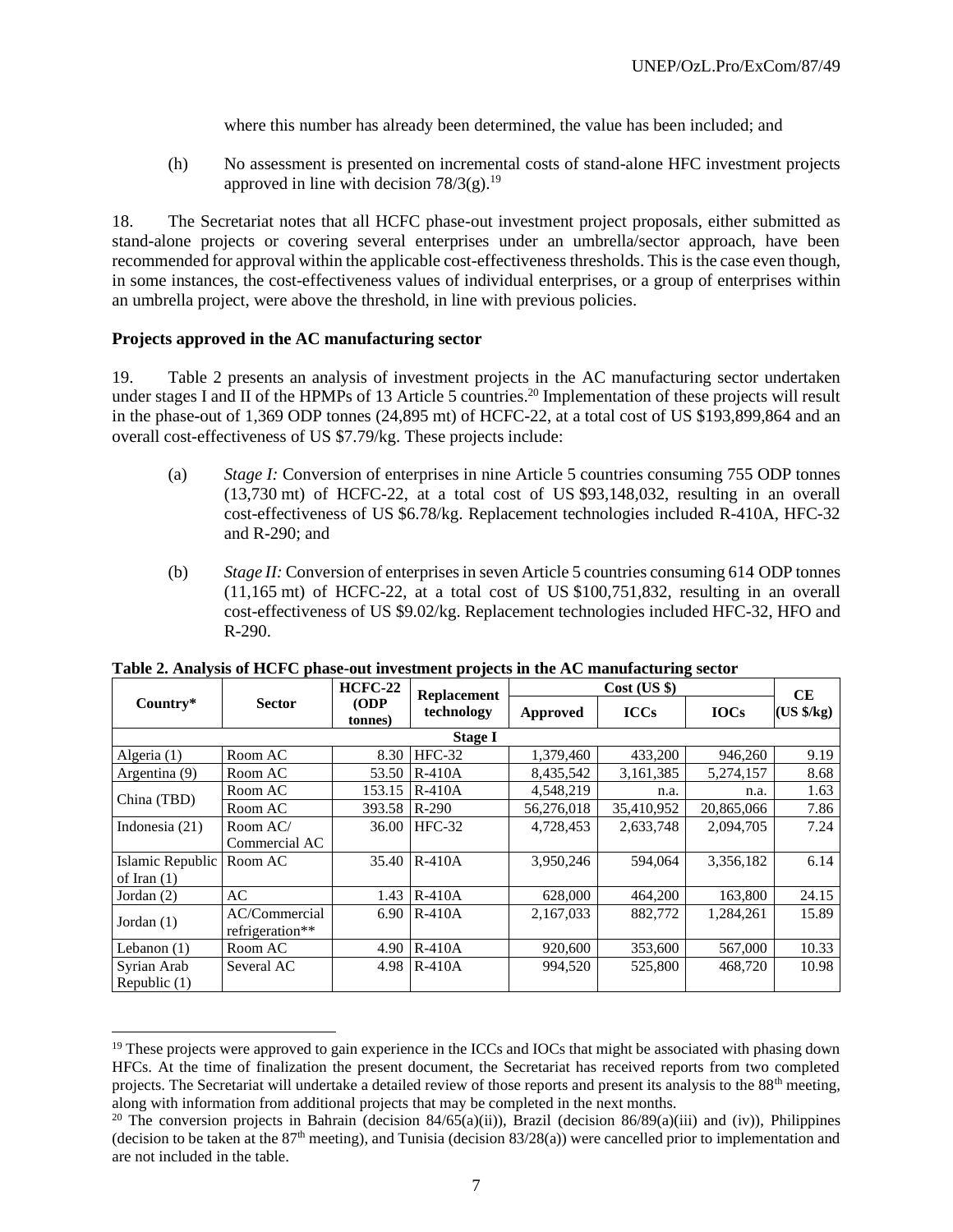where this number has already been determined, the value has been included; and

(h) No assessment is presented on incremental costs of stand-alone HFC investment projects approved in line with decision 78/3(g).[19]

18. The Secretariat notes that all HCFC phase-out investment project proposals, either submitted as stand-alone projects or covering several enterprises under an umbrella/sector approach, have been recommended for approval within the applicable cost-effectiveness thresholds. This is the case even though, in some instances, the cost-effectiveness values of individual enterprises, or a group of enterprises within an umbrella project, were above the threshold, in line with previous policies.

**Projects approved in the AC manufacturing sector**

19. Table 2 presents an analysis of investment projects in the AC manufacturing sector undertaken under stages I and II of the HPMPs of 13 Article 5 countries.[20] Implementation of these projects will result in the phase-out of 1,369 ODP tonnes (24,895 mt) of HCFC-22, at a total cost of US $193,899,864 and an overall cost-effectiveness of US $7.79/kg. These projects include:

(a) *Stage I:* Conversion of enterprises in nine Article 5 countries consuming 755 ODP tonnes (13,730 mt) of HCFC-22, at a total cost of US $93,148,032, resulting in an overall cost-effectiveness of US $6.78/kg. Replacement technologies included R-410A, HFC-32 and R-290; and

(b) *Stage II:* Conversion of enterprises in seven Article 5 countries consuming 614 ODP tonnes (11,165 mt) of HCFC-22, at a total cost of US $100,751,832, resulting in an overall cost-effectiveness of US $9.02/kg. Replacement technologies included HFC-32, HFO and R-290.

**Table 2. Analysis of HCFC phase-out investment projects in the AC manufacturing sector**

| Country* | Sector | HCFC-22 (ODP tonnes) | Replacement technology | Cost (US $) | | | CE (US $/kg) |
|---|---|---|---|---|---|---|---|
| | | | | Approved | ICCs | IOCs | |
| **Stage I** | | | | | | | |
| Algeria (1) | Room AC | 8.30 | HFC-32 | 1,379,460 | 433,200 | 946,260 | 9.19 |
| Argentina (9) | Room AC | 53.50 | R-410A | 8,435,542 | 3,161,385 | 5,274,157 | 8.68 |
| China (TBD) | Room AC | 153.15 | R-410A | 4,548,219 | n.a. | n.a. | 1.63 |
| | Room AC | 393.58 | R-290 | 56,276,018 | 35,410,952 | 20,865,066 | 7.86 |
| Indonesia (21) | Room AC/ Commercial AC | 36.00 | HFC-32 | 4,728,453 | 2,633,748 | 2,094,705 | 7.24 |
| Islamic Republic of Iran (1) | Room AC | 35.40 | R-410A | 3,950,246 | 594,064 | 3,356,182 | 6.14 |
| Jordan (2) | AC | 1.43 | R-410A | 628,000 | 464,200 | 163,800 | 24.15 |
| Jordan (1) | AC/Commercial refrigeration** | 6.90 | R-410A | 2,167,033 | 882,772 | 1,284,261 | 15.89 |
| Lebanon (1) | Room AC | 4.90 | R-410A | 920,600 | 353,600 | 567,000 | 10.33 |
| Syrian Arab Republic (1) | Several AC | 4.98 | R-410A | 994,520 | 525,800 | 468,720 | 10.98 |

[19] These projects were approved to gain experience in the ICCs and IOCs that might be associated with phasing down HFCs. At the time of finalization the present document, the Secretariat has received reports from two completed projects. The Secretariat will undertake a detailed review of those reports and present its analysis to the 88th meeting, along with information from additional projects that may be completed in the next months.

[20] The conversion projects in Bahrain (decision 84/65(a)(ii)), Brazil (decision 86/89(a)(iii) and (iv)), Philippines (decision to be taken at the 87th meeting), and Tunisia (decision 83/28(a)) were cancelled prior to implementation and are not included in the table.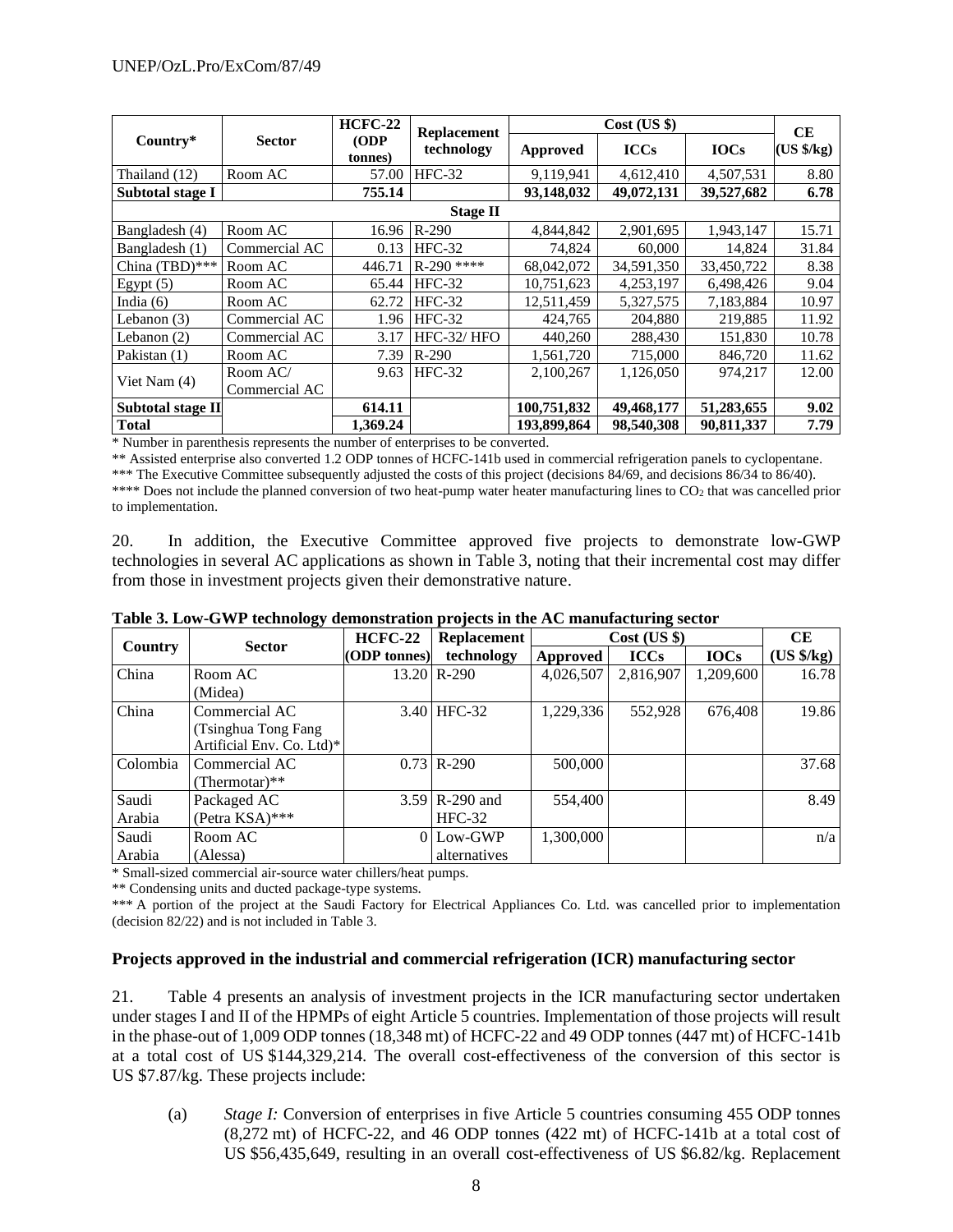| Country* | Sector | HCFC-22 (ODP tonnes) | Replacement technology | Cost (US $) | | | CE (US $/kg) |
|---|---|---|---|---|---|---|---|
| | | | | Approved | ICCs | IOCs | |
| Thailand (12) | Room AC | 57.00 | HFC-32 | 9,119,941 | 4,612,410 | 4,507,531 | 8.80 |
| **Subtotal stage I** | | **755.14** | | **93,148,032** | **49,072,131** | **39,527,682** | **6.78** |
| | | | **Stage II** | | | | |
| Bangladesh (4) | Room AC | 16.96 | R-290 | 4,844,842 | 2,901,695 | 1,943,147 | 15.71 |
| Bangladesh (1) | Commercial AC | 0.13 | HFC-32 | 74,824 | 60,000 | 14,824 | 31.84 |
| China (TBD)*** | Room AC | 446.71 | R-290 **** | 68,042,072 | 34,591,350 | 33,450,722 | 8.38 |
| Egypt (5) | Room AC | 65.44 | HFC-32 | 10,751,623 | 4,253,197 | 6,498,426 | 9.04 |
| India (6) | Room AC | 62.72 | HFC-32 | 12,511,459 | 5,327,575 | 7,183,884 | 10.97 |
| Lebanon (3) | Commercial AC | 1.96 | HFC-32 | 424,765 | 204,880 | 219,885 | 11.92 |
| Lebanon (2) | Commercial AC | 3.17 | HFC-32/ HFO | 440,260 | 288,430 | 151,830 | 10.78 |
| Pakistan (1) | Room AC | 7.39 | R-290 | 1,561,720 | 715,000 | 846,720 | 11.62 |
| Viet Nam (4) | Room AC/ Commercial AC | 9.63 | HFC-32 | 2,100,267 | 1,126,050 | 974,217 | 12.00 |
| **Subtotal stage II** | | **614.11** | | **100,751,832** | **49,468,177** | **51,283,655** | **9.02** |
| **Total** | | **1,369.24** | | **193,899,864** | **98,540,308** | **90,811,337** | **7.79** |

\* Number in parenthesis represents the number of enterprises to be converted.

\*\* Assisted enterprise also converted 1.2 ODP tonnes of HCFC-141b used in commercial refrigeration panels to cyclopentane.

\*\*\* The Executive Committee subsequently adjusted the costs of this project (decisions 84/69, and decisions 86/34 to 86/40).

\*\*\*\* Does not include the planned conversion of two heat-pump water heater manufacturing lines to $CO_2$ that was cancelled prior to implementation.

20. In addition, the Executive Committee approved five projects to demonstrate low-GWP technologies in several AC applications as shown in Table 3, noting that their incremental cost may differ from those in investment projects given their demonstrative nature.

**Table 3. Low-GWP technology demonstration projects in the AC manufacturing sector**

| Country | Sector | HCFC-22 (ODP tonnes) | Replacement technology | Cost (US $) | | | CE (US $/kg) |
|---|---|---|---|---|---|---|---|
| | | | | Approved | ICCs | IOCs | |
| China | Room AC (Midea) | 13.20 | R-290 | 4,026,507 | 2,816,907 | 1,209,600 | 16.78 |
| China | Commercial AC (Tsinghua Tong Fang Artificial Env. Co. Ltd)* | 3.40 | HFC-32 | 1,229,336 | 552,928 | 676,408 | 19.86 |
| Colombia | Commercial AC (Thermotar)** | 0.73 | R-290 | 500,000 | | | 37.68 |
| Saudi Arabia | Packaged AC (Petra KSA)*** | 3.59 | R-290 and HFC-32 | 554,400 | | | 8.49 |
| Saudi Arabia | Room AC (Alessa) | 0 | Low-GWP alternatives | 1,300,000 | | | n/a |

\* Small-sized commercial air-source water chillers/heat pumps.

\*\* Condensing units and ducted package-type systems.

\*\*\* A portion of the project at the Saudi Factory for Electrical Appliances Co. Ltd. was cancelled prior to implementation (decision 82/22) and is not included in Table 3.

**Projects approved in the industrial and commercial refrigeration (ICR) manufacturing sector**

21. Table 4 presents an analysis of investment projects in the ICR manufacturing sector undertaken under stages I and II of the HPMPs of eight Article 5 countries. Implementation of those projects will result in the phase-out of 1,009 ODP tonnes (18,348 mt) of HCFC-22 and 49 ODP tonnes (447 mt) of HCFC-141b at a total cost of US $144,329,214. The overall cost-effectiveness of the conversion of this sector is US $7.87/kg. These projects include:

(a) *Stage I:* Conversion of enterprises in five Article 5 countries consuming 455 ODP tonnes (8,272 mt) of HCFC-22, and 46 ODP tonnes (422 mt) of HCFC-141b at a total cost of US $56,435,649, resulting in an overall cost-effectiveness of US $6.82/kg. Replacement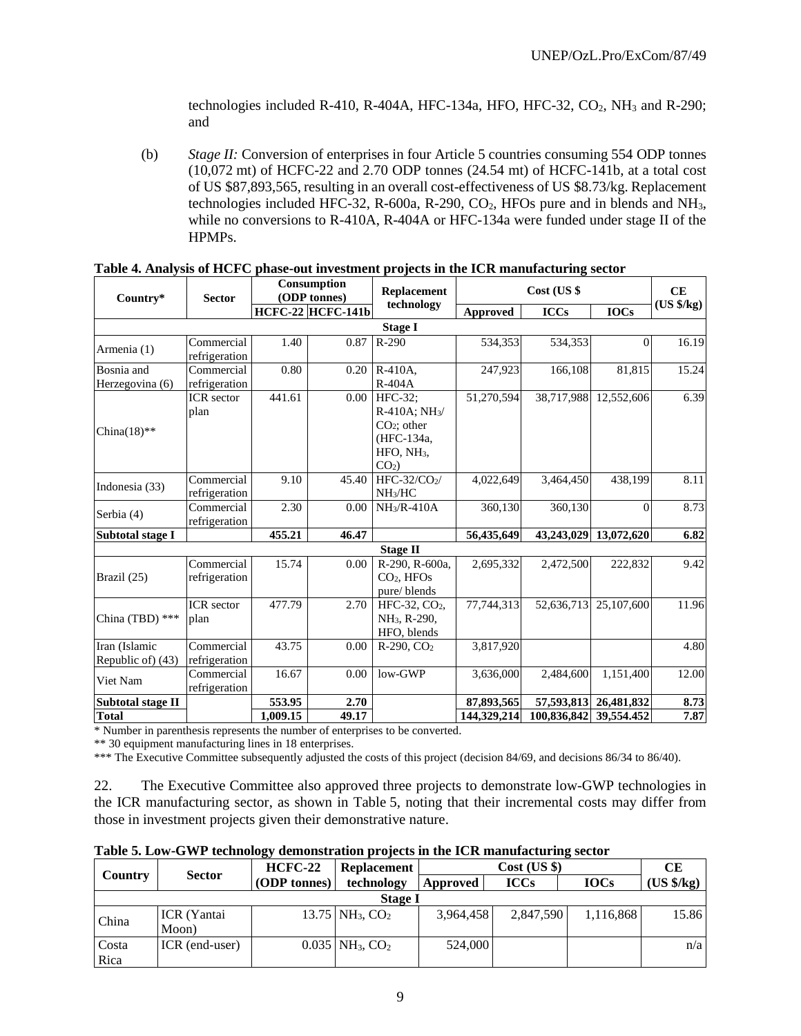technologies included R-410, R-404A, HFC-134a, HFO, HFC-32, $CO_2$, $NH_3$ and R-290; and

(b) *Stage II:* Conversion of enterprises in four Article 5 countries consuming 554 ODP tonnes (10,072 mt) of HCFC-22 and 2.70 ODP tonnes (24.54 mt) of HCFC-141b, at a total cost of US $87,893,565, resulting in an overall cost-effectiveness of US $8.73/kg. Replacement technologies included HFC-32, R-600a, R-290, $CO_2$, HFOs pure and in blends and $NH_3$, while no conversions to R-410A, R-404A or HFC-134a were funded under stage II of the HPMPs.

**Table 4. Analysis of HCFC phase-out investment projects in the ICR manufacturing sector**

| Country* | Sector | Consumption (ODP tonnes) | | Replacement technology | Cost (US $ | | | CE (US $/kg) |
|---|---|---|---|---|---|---|---|---|
| | | HCFC-22 | HCFC-141b | | Approved | ICCs | IOCs | |
| **Stage I** | | | | | | | | |
| Armenia (1) | Commercial refrigeration | 1.40 | 0.87 | R-290 | 534,353 | 534,353 | 0 | 16.19 |
| Bosnia and Herzegovina (6) | Commercial refrigeration | 0.80 | 0.20 | R-410A, R-404A | 247,923 | 166,108 | 81,815 | 15.24 |
| China(18)** | ICR sector plan | 441.61 | 0.00 | HFC-32; R-410A; $NH_3$/ $CO_2$; other (HFC-134a, HFO, $NH_3$, $CO_2$) | 51,270,594 | 38,717,988 | 12,552,606 | 6.39 |
| Indonesia (33) | Commercial refrigeration | 9.10 | 45.40 | HFC-32/$CO_2$/ $NH_3$/HC | 4,022,649 | 3,464,450 | 438,199 | 8.11 |
| Serbia (4) | Commercial refrigeration | 2.30 | 0.00 | $NH_3$/R-410A | 360,130 | 360,130 | 0 | 8.73 |
| **Subtotal stage I** | | **455.21** | **46.47** | | **56,435,649** | **43,243,029** | **13,072,620** | **6.82** |
| **Stage II** | | | | | | | | |
| Brazil (25) | Commercial refrigeration | 15.74 | 0.00 | R-290, R-600a, $CO_2$, HFOs pure/ blends | 2,695,332 | 2,472,500 | 222,832 | 9.42 |
| China (TBD) *** | ICR sector plan | 477.79 | 2.70 | HFC-32, $CO_2$, $NH_3$, R-290, HFO, blends | 77,744,313 | 52,636,713 | 25,107,600 | 11.96 |
| Iran (Islamic Republic of) (43) | Commercial refrigeration | 43.75 | 0.00 | R-290, $CO_2$ | 3,817,920 | | | 4.80 |
| Viet Nam | Commercial refrigeration | 16.67 | 0.00 | low-GWP | 3,636,000 | 2,484,600 | 1,151,400 | 12.00 |
| **Subtotal stage II** | | **553.95** | **2.70** | | **87,893,565** | **57,593,813** | **26,481,832** | **8.73** |
| **Total** | | **1,009.15** | **49.17** | | **144,329,214** | **100,836,842** | **39,554.452** | **7.87** |

\* Number in parenthesis represents the number of enterprises to be converted.

** 30 equipment manufacturing lines in 18 enterprises.

*** The Executive Committee subsequently adjusted the costs of this project (decision 84/69, and decisions 86/34 to 86/40).

22. The Executive Committee also approved three projects to demonstrate low-GWP technologies in the ICR manufacturing sector, as shown in Table 5, noting that their incremental costs may differ from those in investment projects given their demonstrative nature.

**Table 5. Low-GWP technology demonstration projects in the ICR manufacturing sector**

| Country | Sector | HCFC-22 (ODP tonnes) | Replacement technology | Cost (US $) | | | CE (US $/kg) |
|---|---|---|---|---|---|---|---|
| | | | | Approved | ICCs | IOCs | |
| **Stage I** | | | | | | | |
| China | ICR (Yantai Moon) | 13.75 | $NH_3$, $CO_2$ | 3,964,458 | 2,847,590 | 1,116,868 | 15.86 |
| Costa Rica | ICR (end-user) | 0.035 | $NH_3$, $CO_2$ | 524,000 | | | n/a |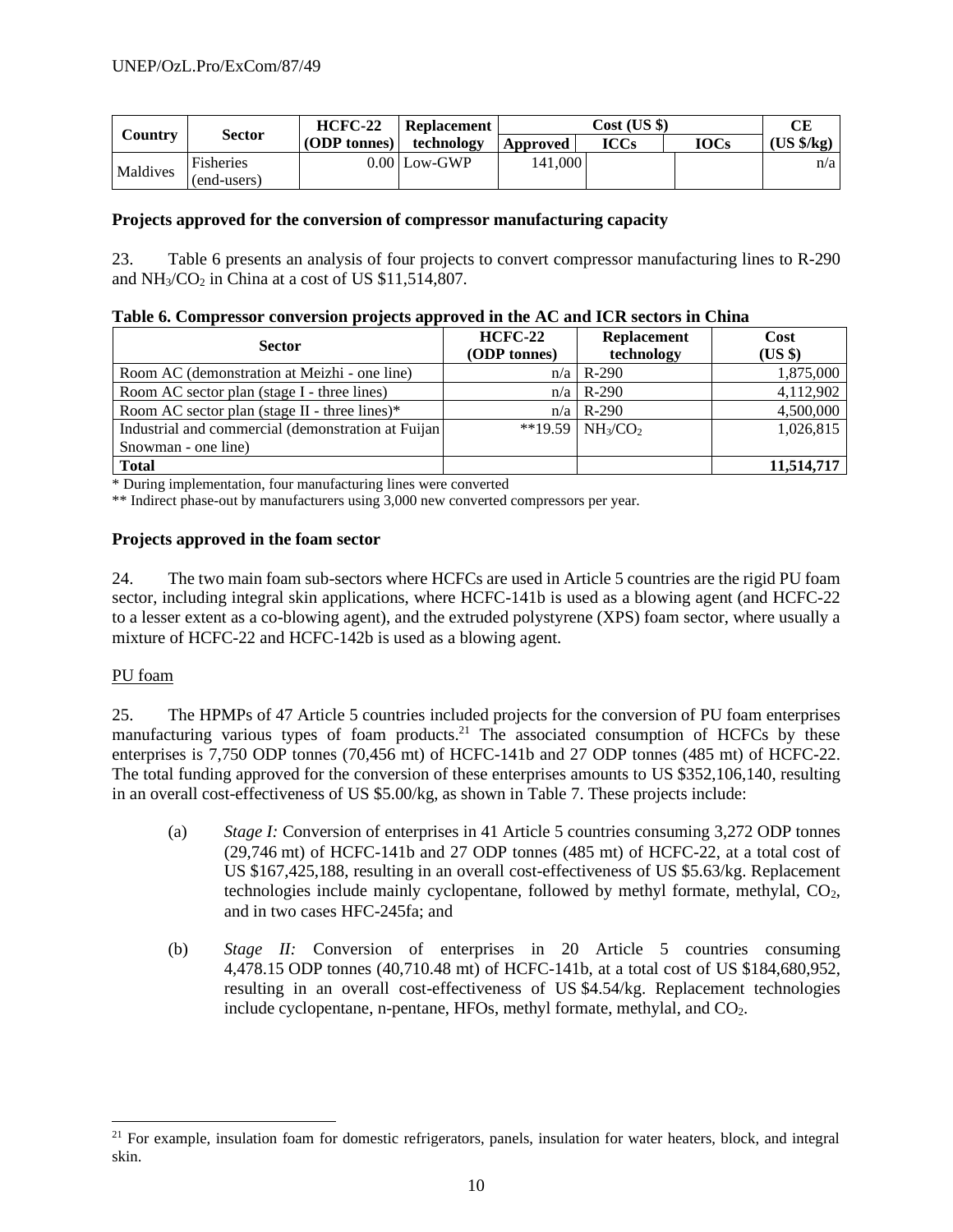| Country | Sector | HCFC-22 (ODP tonnes) | Replacement technology | Cost (US $) | | | CE (US $/kg) |
|---|---|---|---|---|---|---|---|
| | | | | Approved | ICCs | IOCs | |
| Maldives | Fisheries (end-users) | 0.00 | Low-GWP | 141,000 | | | n/a |

**Projects approved for the conversion of compressor manufacturing capacity**

23. Table 6 presents an analysis of four projects to convert compressor manufacturing lines to R-290 and $NH_3/CO_2$ in China at a cost of US $11,514,807.

**Table 6. Compressor conversion projects approved in the AC and ICR sectors in China**

| Sector | HCFC-22 (ODP tonnes) | Replacement technology | Cost (US $) |
|---|---|---|---|
| Room AC (demonstration at Meizhi - one line) | n/a | R-290 | 1,875,000 |
| Room AC sector plan (stage I - three lines) | n/a | R-290 | 4,112,902 |
| Room AC sector plan (stage II - three lines)* | n/a | R-290 | 4,500,000 |
| Industrial and commercial (demonstration at Fuijan Snowman - one line) | **19.59 | $NH_3/CO_2$ | 1,026,815 |
| **Total** | | | **11,514,717** |

\* During implementation, four manufacturing lines were converted

\*\* Indirect phase-out by manufacturers using 3,000 new converted compressors per year.

**Projects approved in the foam sector**

24. The two main foam sub-sectors where HCFCs are used in Article 5 countries are the rigid PU foam sector, including integral skin applications, where HCFC-141b is used as a blowing agent (and HCFC-22 to a lesser extent as a co-blowing agent), and the extruded polystyrene (XPS) foam sector, where usually a mixture of HCFC-22 and HCFC-142b is used as a blowing agent.

PU foam

25. The HPMPs of 47 Article 5 countries included projects for the conversion of PU foam enterprises manufacturing various types of foam products.[21] The associated consumption of HCFCs by these enterprises is 7,750 ODP tonnes (70,456 mt) of HCFC-141b and 27 ODP tonnes (485 mt) of HCFC-22. The total funding approved for the conversion of these enterprises amounts to US $352,106,140, resulting in an overall cost-effectiveness of US $5.00/kg, as shown in Table 7. These projects include:

(a) *Stage I:* Conversion of enterprises in 41 Article 5 countries consuming 3,272 ODP tonnes (29,746 mt) of HCFC-141b and 27 ODP tonnes (485 mt) of HCFC-22, at a total cost of US $167,425,188, resulting in an overall cost-effectiveness of US $5.63/kg. Replacement technologies include mainly cyclopentane, followed by methyl formate, methylal, $CO_2$, and in two cases HFC-245fa; and

(b) *Stage II:* Conversion of enterprises in 20 Article 5 countries consuming 4,478.15 ODP tonnes (40,710.48 mt) of HCFC-141b, at a total cost of US $184,680,952, resulting in an overall cost-effectiveness of US $4.54/kg. Replacement technologies include cyclopentane, n-pentane, HFOs, methyl formate, methylal, and $CO_2$.

[21] For example, insulation foam for domestic refrigerators, panels, insulation for water heaters, block, and integral skin.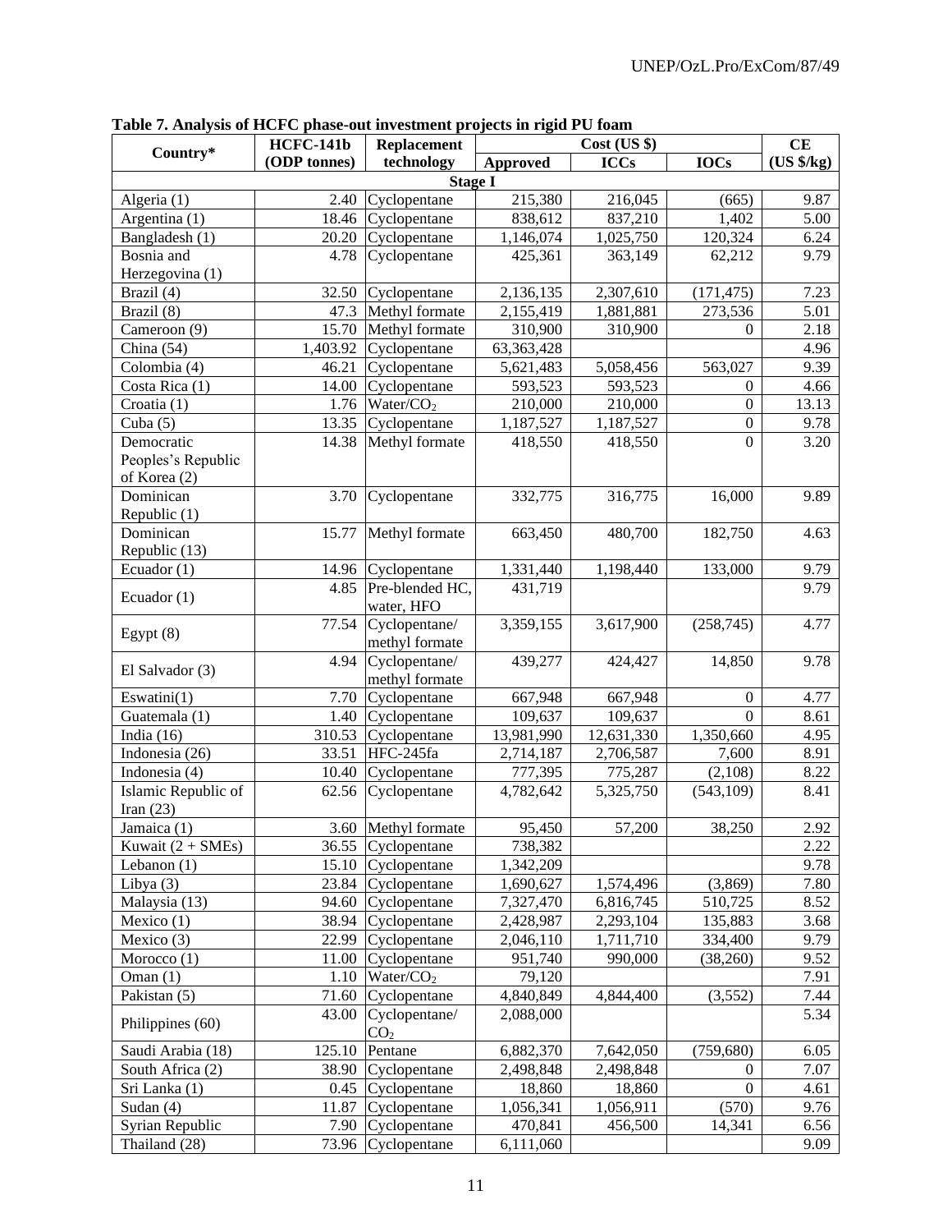**Table 7. Analysis of HCFC phase-out investment projects in rigid PU foam**

| Country* | HCFC-141b (ODP tonnes) | Replacement technology | Cost (US $) | | | CE (US $/kg) |
|---|---|---|---|---|---|---|
| | | | Approved | ICCs | IOCs | |
| **Stage I** | | | | | | |
| Algeria (1) | 2.40 | Cyclopentane | 215,380 | 216,045 | (665) | 9.87 |
| Argentina (1) | 18.46 | Cyclopentane | 838,612 | 837,210 | 1,402 | 5.00 |
| Bangladesh (1) | 20.20 | Cyclopentane | 1,146,074 | 1,025,750 | 120,324 | 6.24 |
| Bosnia and Herzegovina (1) | 4.78 | Cyclopentane | 425,361 | 363,149 | 62,212 | 9.79 |
| Brazil (4) | 32.50 | Cyclopentane | 2,136,135 | 2,307,610 | (171,475) | 7.23 |
| Brazil (8) | 47.3 | Methyl formate | 2,155,419 | 1,881,881 | 273,536 | 5.01 |
| Cameroon (9) | 15.70 | Methyl formate | 310,900 | 310,900 | 0 | 2.18 |
| China (54) | 1,403.92 | Cyclopentane | 63,363,428 | | | 4.96 |
| Colombia (4) | 46.21 | Cyclopentane | 5,621,483 | 5,058,456 | 563,027 | 9.39 |
| Costa Rica (1) | 14.00 | Cyclopentane | 593,523 | 593,523 | 0 | 4.66 |
| Croatia (1) | 1.76 | Water/$CO_2$ | 210,000 | 210,000 | 0 | 13.13 |
| Cuba (5) | 13.35 | Cyclopentane | 1,187,527 | 1,187,527 | 0 | 9.78 |
| Democratic Peoples's Republic of Korea (2) | 14.38 | Methyl formate | 418,550 | 418,550 | 0 | 3.20 |
| Dominican Republic (1) | 3.70 | Cyclopentane | 332,775 | 316,775 | 16,000 | 9.89 |
| Dominican Republic (13) | 15.77 | Methyl formate | 663,450 | 480,700 | 182,750 | 4.63 |
| Ecuador (1) | 14.96 | Cyclopentane | 1,331,440 | 1,198,440 | 133,000 | 9.79 |
| Ecuador (1) | 4.85 | Pre-blended HC, water, HFO | 431,719 | | | 9.79 |
| Egypt (8) | 77.54 | Cyclopentane/ methyl formate | 3,359,155 | 3,617,900 | (258,745) | 4.77 |
| El Salvador (3) | 4.94 | Cyclopentane/ methyl formate | 439,277 | 424,427 | 14,850 | 9.78 |
| Eswatini(1) | 7.70 | Cyclopentane | 667,948 | 667,948 | 0 | 4.77 |
| Guatemala (1) | 1.40 | Cyclopentane | 109,637 | 109,637 | 0 | 8.61 |
| India (16) | 310.53 | Cyclopentane | 13,981,990 | 12,631,330 | 1,350,660 | 4.95 |
| Indonesia (26) | 33.51 | HFC-245fa | 2,714,187 | 2,706,587 | 7,600 | 8.91 |
| Indonesia (4) | 10.40 | Cyclopentane | 777,395 | 775,287 | (2,108) | 8.22 |
| Islamic Republic of Iran (23) | 62.56 | Cyclopentane | 4,782,642 | 5,325,750 | (543,109) | 8.41 |
| Jamaica (1) | 3.60 | Methyl formate | 95,450 | 57,200 | 38,250 | 2.92 |
| Kuwait (2 + SMEs) | 36.55 | Cyclopentane | 738,382 | | | 2.22 |
| Lebanon (1) | 15.10 | Cyclopentane | 1,342,209 | | | 9.78 |
| Libya (3) | 23.84 | Cyclopentane | 1,690,627 | 1,574,496 | (3,869) | 7.80 |
| Malaysia (13) | 94.60 | Cyclopentane | 7,327,470 | 6,816,745 | 510,725 | 8.52 |
| Mexico (1) | 38.94 | Cyclopentane | 2,428,987 | 2,293,104 | 135,883 | 3.68 |
| Mexico (3) | 22.99 | Cyclopentane | 2,046,110 | 1,711,710 | 334,400 | 9.79 |
| Morocco (1) | 11.00 | Cyclopentane | 951,740 | 990,000 | (38,260) | 9.52 |
| Oman (1) | 1.10 | Water/$CO_2$ | 79,120 | | | 7.91 |
| Pakistan (5) | 71.60 | Cyclopentane | 4,840,849 | 4,844,400 | (3,552) | 7.44 |
| Philippines (60) | 43.00 | Cyclopentane/ $CO_2$ | 2,088,000 | | | 5.34 |
| Saudi Arabia (18) | 125.10 | Pentane | 6,882,370 | 7,642,050 | (759,680) | 6.05 |
| South Africa (2) | 38.90 | Cyclopentane | 2,498,848 | 2,498,848 | 0 | 7.07 |
| Sri Lanka (1) | 0.45 | Cyclopentane | 18,860 | 18,860 | 0 | 4.61 |
| Sudan (4) | 11.87 | Cyclopentane | 1,056,341 | 1,056,911 | (570) | 9.76 |
| Syrian Republic | 7.90 | Cyclopentane | 470,841 | 456,500 | 14,341 | 6.56 |
| Thailand (28) | 73.96 | Cyclopentane | 6,111,060 | | | 9.09 |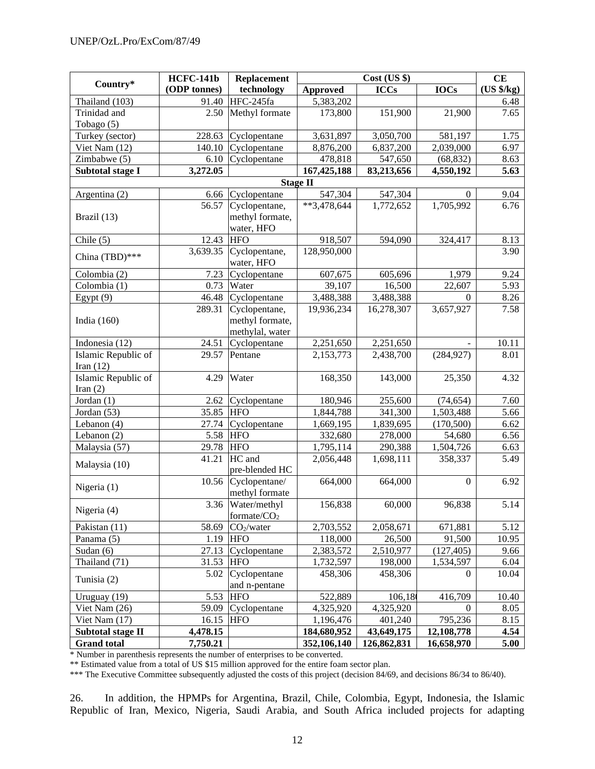| Country* | HCFC-141b (ODP tonnes) | Replacement technology | Cost (US $) | | | CE (US $/kg) |
|---|---|---|---|---|---|---|
| | | | Approved | ICCs | IOCs | |
| Thailand (103) | 91.40 | HFC-245fa | 5,383,202 | | | 6.48 |
| Trinidad and Tobago (5) | 2.50 | Methyl formate | 173,800 | 151,900 | 21,900 | 7.65 |
| Turkey (sector) | 228.63 | Cyclopentane | 3,631,897 | 3,050,700 | 581,197 | 1.75 |
| Viet Nam (12) | 140.10 | Cyclopentane | 8,876,200 | 6,837,200 | 2,039,000 | 6.97 |
| Zimbabwe (5) | 6.10 | Cyclopentane | 478,818 | 547,650 | (68,832) | 8.63 |
| **Subtotal stage I** | **3,272.05** | | **167,425,188** | **83,213,656** | **4,550,192** | **5.63** |
| **Stage II** | | | | | | |
| Argentina (2) | 6.66 | Cyclopentane | 547,304 | 547,304 | 0 | 9.04 |
| Brazil (13) | 56.57 | Cyclopentane, methyl formate, water, HFO | **3,478,644 | 1,772,652 | 1,705,992 | 6.76 |
| Chile (5) | 12.43 | HFO | 918,507 | 594,090 | 324,417 | 8.13 |
| China (TBD)*** | 3,639.35 | Cyclopentane, water, HFO | 128,950,000 | | | 3.90 |
| Colombia (2) | 7.23 | Cyclopentane | 607,675 | 605,696 | 1,979 | 9.24 |
| Colombia (1) | 0.73 | Water | 39,107 | 16,500 | 22,607 | 5.93 |
| Egypt (9) | 46.48 | Cyclopentane | 3,488,388 | 3,488,388 | 0 | 8.26 |
| India (160) | 289.31 | Cyclopentane, methyl formate, methylal, water | 19,936,234 | 16,278,307 | 3,657,927 | 7.58 |
| Indonesia (12) | 24.51 | Cyclopentane | 2,251,650 | 2,251,650 | - | 10.11 |
| Islamic Republic of Iran (12) | 29.57 | Pentane | 2,153,773 | 2,438,700 | (284,927) | 8.01 |
| Islamic Republic of Iran (2) | 4.29 | Water | 168,350 | 143,000 | 25,350 | 4.32 |
| Jordan (1) | 2.62 | Cyclopentane | 180,946 | 255,600 | (74,654) | 7.60 |
| Jordan (53) | 35.85 | HFO | 1,844,788 | 341,300 | 1,503,488 | 5.66 |
| Lebanon (4) | 27.74 | Cyclopentane | 1,669,195 | 1,839,695 | (170,500) | 6.62 |
| Lebanon (2) | 5.58 | HFO | 332,680 | 278,000 | 54,680 | 6.56 |
| Malaysia (57) | 29.78 | HFO | 1,795,114 | 290,388 | 1,504,726 | 6.63 |
| Malaysia (10) | 41.21 | HC and pre-blended HC | 2,056,448 | 1,698,111 | 358,337 | 5.49 |
| Nigeria (1) | 10.56 | Cyclopentane/ methyl formate | 664,000 | 664,000 | 0 | 6.92 |
| Nigeria (4) | 3.36 | Water/methyl formate/$CO_2$ | 156,838 | 60,000 | 96,838 | 5.14 |
| Pakistan (11) | 58.69 | $CO_2$/water | 2,703,552 | 2,058,671 | 671,881 | 5.12 |
| Panama (5) | 1.19 | HFO | 118,000 | 26,500 | 91,500 | 10.95 |
| Sudan (6) | 27.13 | Cyclopentane | 2,383,572 | 2,510,977 | (127,405) | 9.66 |
| Thailand (71) | 31.53 | HFO | 1,732,597 | 198,000 | 1,534,597 | 6.04 |
| Tunisia (2) | 5.02 | Cyclopentane and n-pentane | 458,306 | 458,306 | 0 | 10.04 |
| Uruguay (19) | 5.53 | HFO | 522,889 | 106,180 | 416,709 | 10.40 |
| Viet Nam (26) | 59.09 | Cyclopentane | 4,325,920 | 4,325,920 | 0 | 8.05 |
| Viet Nam (17) | 16.15 | HFO | 1,196,476 | 401,240 | 795,236 | 8.15 |
| **Subtotal stage II** | **4,478.15** | | **184,680,952** | **43,649,175** | **12,108,778** | **4.54** |
| **Grand total** | **7,750.21** | | **352,106,140** | **126,862,831** | **16,658,970** | **5.00** |

* Number in parenthesis represents the number of enterprises to be converted.

** Estimated value from a total of US $15 million approved for the entire foam sector plan.

*** The Executive Committee subsequently adjusted the costs of this project (decision 84/69, and decisions 86/34 to 86/40).

26. In addition, the HPMPs for Argentina, Brazil, Chile, Colombia, Egypt, Indonesia, the Islamic Republic of Iran, Mexico, Nigeria, Saudi Arabia, and South Africa included projects for adapting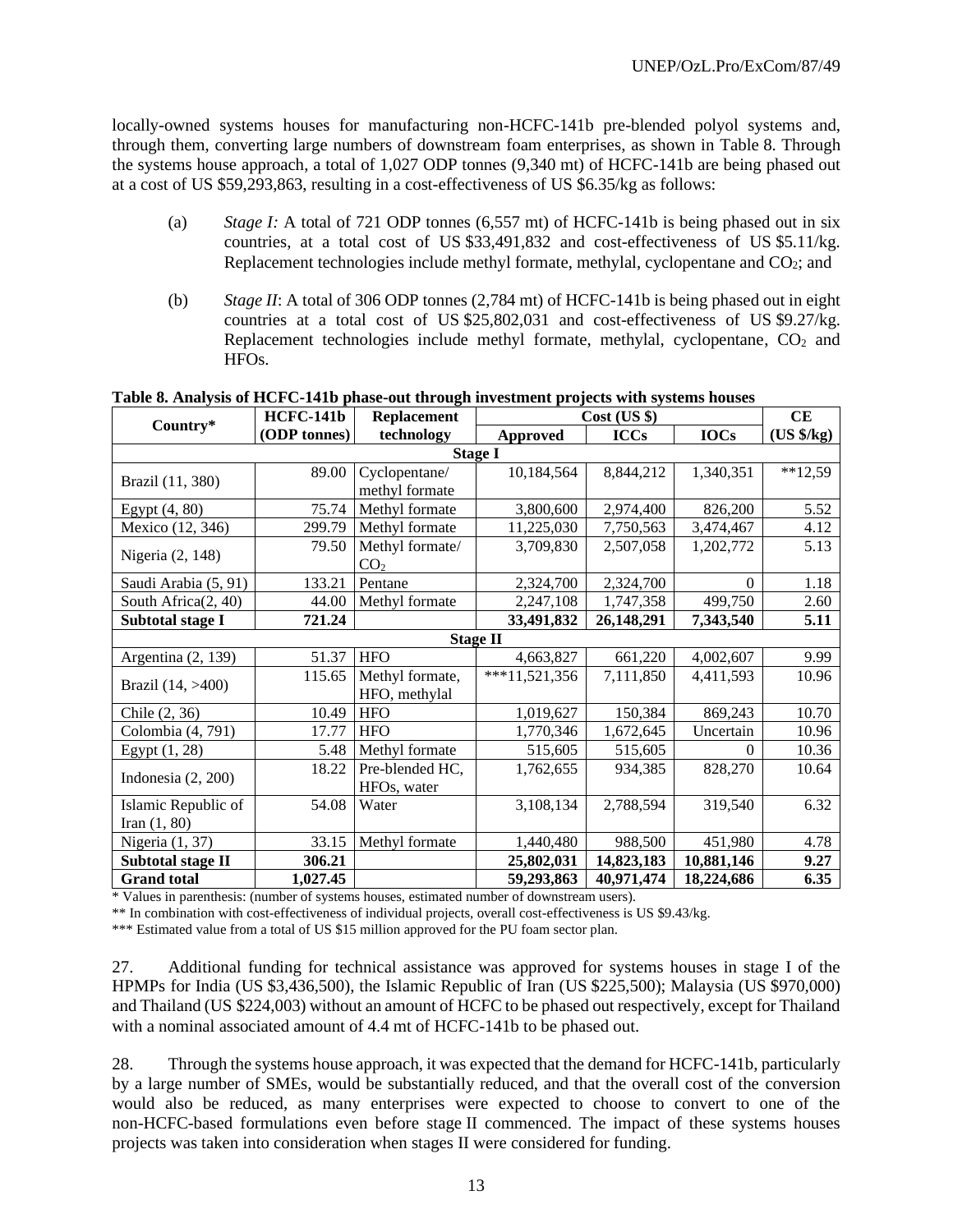locally-owned systems houses for manufacturing non-HCFC-141b pre-blended polyol systems and, through them, converting large numbers of downstream foam enterprises, as shown in Table 8. Through the systems house approach, a total of 1,027 ODP tonnes (9,340 mt) of HCFC-141b are being phased out at a cost of US $59,293,863, resulting in a cost-effectiveness of US $6.35/kg as follows:

(a) *Stage I:* A total of 721 ODP tonnes (6,557 mt) of HCFC-141b is being phased out in six countries, at a total cost of US $33,491,832 and cost-effectiveness of US $5.11/kg. Replacement technologies include methyl formate, methylal, cyclopentane and $CO_2$; and

(b) *Stage II*: A total of 306 ODP tonnes (2,784 mt) of HCFC-141b is being phased out in eight countries at a total cost of US $25,802,031 and cost-effectiveness of US $9.27/kg. Replacement technologies include methyl formate, methylal, cyclopentane, $CO_2$ and HFOs.

**Table 8. Analysis of HCFC-141b phase-out through investment projects with systems houses**

| Country* | HCFC-141b (ODP tonnes) | Replacement technology | Cost (US $) | | | CE (US $/kg) |
|---|---|---|---|---|---|---|
| | | | Approved | ICCs | IOCs | |
| **Stage I** | | | | | | |
| Brazil (11, 380) | 89.00 | Cyclopentane/ methyl formate | 10,184,564 | 8,844,212 | 1,340,351 | **12,59 |
| Egypt (4, 80) | 75.74 | Methyl formate | 3,800,600 | 2,974,400 | 826,200 | 5.52 |
| Mexico (12, 346) | 299.79 | Methyl formate | 11,225,030 | 7,750,563 | 3,474,467 | 4.12 |
| Nigeria (2, 148) | 79.50 | Methyl formate/ $CO_2$ | 3,709,830 | 2,507,058 | 1,202,772 | 5.13 |
| Saudi Arabia (5, 91) | 133.21 | Pentane | 2,324,700 | 2,324,700 | 0 | 1.18 |
| South Africa(2, 40) | 44.00 | Methyl formate | 2,247,108 | 1,747,358 | 499,750 | 2.60 |
| **Subtotal stage I** | **721.24** | | **33,491,832** | **26,148,291** | **7,343,540** | **5.11** |
| **Stage II** | | | | | | |
| Argentina (2, 139) | 51.37 | HFO | 4,663,827 | 661,220 | 4,002,607 | 9.99 |
| Brazil (14, >400) | 115.65 | Methyl formate, HFO, methylal | ***11,521,356 | 7,111,850 | 4,411,593 | 10.96 |
| Chile (2, 36) | 10.49 | HFO | 1,019,627 | 150,384 | 869,243 | 10.70 |
| Colombia (4, 791) | 17.77 | HFO | 1,770,346 | 1,672,645 | Uncertain | 10.96 |
| Egypt (1, 28) | 5.48 | Methyl formate | 515,605 | 515,605 | 0 | 10.36 |
| Indonesia (2, 200) | 18.22 | Pre-blended HC, HFOs, water | 1,762,655 | 934,385 | 828,270 | 10.64 |
| Islamic Republic of Iran (1, 80) | 54.08 | Water | 3,108,134 | 2,788,594 | 319,540 | 6.32 |
| Nigeria (1, 37) | 33.15 | Methyl formate | 1,440,480 | 988,500 | 451,980 | 4.78 |
| **Subtotal stage II** | **306.21** | | **25,802,031** | **14,823,183** | **10,881,146** | **9.27** |
| **Grand total** | **1,027.45** | | **59,293,863** | **40,971,474** | **18,224,686** | **6.35** |

\* Values in parenthesis: (number of systems houses, estimated number of downstream users).

** In combination with cost-effectiveness of individual projects, overall cost-effectiveness is US $9.43/kg.

*** Estimated value from a total of US $15 million approved for the PU foam sector plan.

27. Additional funding for technical assistance was approved for systems houses in stage I of the HPMPs for India (US $3,436,500), the Islamic Republic of Iran (US $225,500); Malaysia (US $970,000) and Thailand (US $224,003) without an amount of HCFC to be phased out respectively, except for Thailand with a nominal associated amount of 4.4 mt of HCFC-141b to be phased out.

28. Through the systems house approach, it was expected that the demand for HCFC-141b, particularly by a large number of SMEs, would be substantially reduced, and that the overall cost of the conversion would also be reduced, as many enterprises were expected to choose to convert to one of the non-HCFC-based formulations even before stage II commenced. The impact of these systems houses projects was taken into consideration when stages II were considered for funding.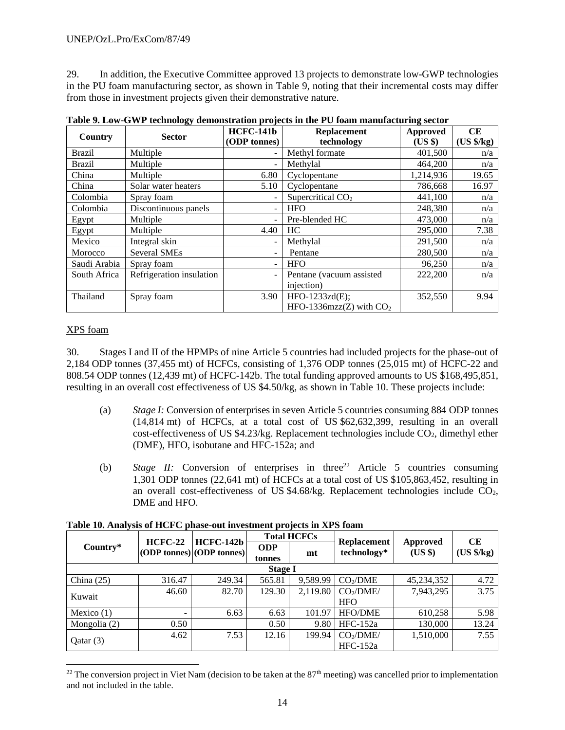29. In addition, the Executive Committee approved 13 projects to demonstrate low-GWP technologies in the PU foam manufacturing sector, as shown in Table 9, noting that their incremental costs may differ from those in investment projects given their demonstrative nature.

**Table 9. Low-GWP technology demonstration projects in the PU foam manufacturing sector**

| Country | Sector | HCFC-141b (ODP tonnes) | Replacement technology | Approved (US $) | CE (US $/kg) |
|---|---|---|---|---|---|
| Brazil | Multiple | - | Methyl formate | 401,500 | n/a |
| Brazil | Multiple | - | Methylal | 464,200 | n/a |
| China | Multiple | 6.80 | Cyclopentane | 1,214,936 | 19.65 |
| China | Solar water heaters | 5.10 | Cyclopentane | 786,668 | 16.97 |
| Colombia | Spray foam | - | Supercritical $CO_2$ | 441,100 | n/a |
| Colombia | Discontinuous panels | - | HFO | 248,380 | n/a |
| Egypt | Multiple | - | Pre-blended HC | 473,000 | n/a |
| Egypt | Multiple | 4.40 | HC | 295,000 | 7.38 |
| Mexico | Integral skin | - | Methylal | 291,500 | n/a |
| Morocco | Several SMEs | - | Pentane | 280,500 | n/a |
| Saudi Arabia | Spray foam | - | HFO | 96,250 | n/a |
| South Africa | Refrigeration insulation | - | Pentane (vacuum assisted injection) | 222,200 | n/a |
| Thailand | Spray foam | 3.90 | HFO-1233zd(E); HFO-1336mzz(Z) with $CO_2$ | 352,550 | 9.94 |

XPS foam

30. Stages I and II of the HPMPs of nine Article 5 countries had included projects for the phase-out of 2,184 ODP tonnes (37,455 mt) of HCFCs, consisting of 1,376 ODP tonnes (25,015 mt) of HCFC-22 and 808.54 ODP tonnes (12,439 mt) of HCFC-142b. The total funding approved amounts to US $168,495,851, resulting in an overall cost effectiveness of US $4.50/kg, as shown in Table 10. These projects include:

(a) *Stage I:* Conversion of enterprises in seven Article 5 countries consuming 884 ODP tonnes (14,814 mt) of HCFCs, at a total cost of US $62,632,399, resulting in an overall cost-effectiveness of US $4.23/kg. Replacement technologies include $CO_2$, dimethyl ether (DME), HFO, isobutane and HFC-152a; and

(b) *Stage II:* Conversion of enterprises in three[22] Article 5 countries consuming 1,301 ODP tonnes (22,641 mt) of HCFCs at a total cost of US $105,863,452, resulting in an overall cost-effectiveness of US $4.68/kg. Replacement technologies include $CO_2$, DME and HFO.

**Table 10. Analysis of HCFC phase-out investment projects in XPS foam**

| Country* | HCFC-22 (ODP tonnes) | HCFC-142b (ODP tonnes) | Total HCFCs | | Replacement technology* | Approved (US $) | CE (US $/kg) |
|---|---|---|---|---|---|---|---|
| | | | ODP tonnes | mt | | | |
| **Stage I** | | | | | | | |
| China (25) | 316.47 | 249.34 | 565.81 | 9,589.99 | $CO_2$/DME | 45,234,352 | 4.72 |
| Kuwait | 46.60 | 82.70 | 129.30 | 2,119.80 | $CO_2$/DME/HFO | 7,943,295 | 3.75 |
| Mexico (1) | - | 6.63 | 6.63 | 101.97 | HFO/DME | 610,258 | 5.98 |
| Mongolia (2) | 0.50 | | 0.50 | 9.80 | HFC-152a | 130,000 | 13.24 |
| Qatar (3) | 4.62 | 7.53 | 12.16 | 199.94 | $CO_2$/DME/HFC-152a | 1,510,000 | 7.55 |

[22] The conversion project in Viet Nam (decision to be taken at the 87th meeting) was cancelled prior to implementation and not included in the table.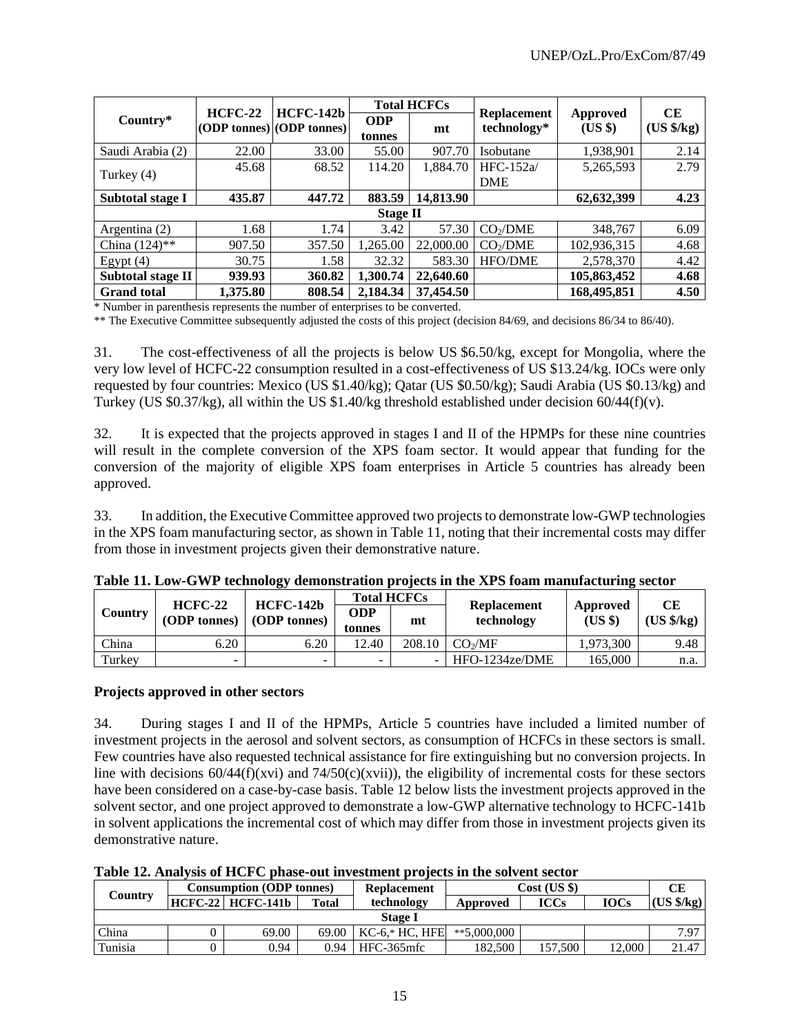| Country* | HCFC-22 (ODP tonnes) | HCFC-142b (ODP tonnes) | Total HCFCs | | Replacement technology* | Approved (US $) | CE (US $/kg) |
|---|---|---|---|---|---|---|---|
| | | | ODP tonnes | mt | | | |
| Saudi Arabia (2) | 22.00 | 33.00 | 55.00 | 907.70 | Isobutane | 1,938,901 | 2.14 |
| Turkey (4) | 45.68 | 68.52 | 114.20 | 1,884.70 | HFC-152a/ DME | 5,265,593 | 2.79 |
| **Subtotal stage I** | **435.87** | **447.72** | **883.59** | **14,813.90** | | **62,632,399** | **4.23** |
| **Stage II** | | | | | | | |
| Argentina (2) | 1.68 | 1.74 | 3.42 | 57.30 | $CO_2$/DME | 348,767 | 6.09 |
| China (124)** | 907.50 | 357.50 | 1,265.00 | 22,000.00 | $CO_2$/DME | 102,936,315 | 4.68 |
| Egypt (4) | 30.75 | 1.58 | 32.32 | 583.30 | HFO/DME | 2,578,370 | 4.42 |
| **Subtotal stage II** | **939.93** | **360.82** | **1,300.74** | **22,640.60** | | **105,863,452** | **4.68** |
| **Grand total** | **1,375.80** | **808.54** | **2,184.34** | **37,454.50** | | **168,495,851** | **4.50** |

\* Number in parenthesis represents the number of enterprises to be converted.

** The Executive Committee subsequently adjusted the costs of this project (decision 84/69, and decisions 86/34 to 86/40).

31. The cost-effectiveness of all the projects is below US $6.50/kg, except for Mongolia, where the very low level of HCFC-22 consumption resulted in a cost-effectiveness of US $13.24/kg. IOCs were only requested by four countries: Mexico (US $1.40/kg); Qatar (US $0.50/kg); Saudi Arabia (US $0.13/kg) and Turkey (US $0.37/kg), all within the US $1.40/kg threshold established under decision 60/44(f)(v).

32. It is expected that the projects approved in stages I and II of the HPMPs for these nine countries will result in the complete conversion of the XPS foam sector. It would appear that funding for the conversion of the majority of eligible XPS foam enterprises in Article 5 countries has already been approved.

33. In addition, the Executive Committee approved two projects to demonstrate low-GWP technologies in the XPS foam manufacturing sector, as shown in Table 11, noting that their incremental costs may differ from those in investment projects given their demonstrative nature.

**Table 11. Low-GWP technology demonstration projects in the XPS foam manufacturing sector**

| Country | HCFC-22 (ODP tonnes) | HCFC-142b (ODP tonnes) | Total HCFCs | | Replacement technology | Approved (US $) | CE (US $/kg) |
|---|---|---|---|---|---|---|---|
| | | | ODP tonnes | mt | | | |
| China | 6.20 | 6.20 | 12.40 | 208.10 | $CO_2$/MF | 1,973,300 | 9.48 |
| Turkey | - | - | - | - | HFO-1234ze/DME | 165,000 | n.a. |

### Projects approved in other sectors

34. During stages I and II of the HPMPs, Article 5 countries have included a limited number of investment projects in the aerosol and solvent sectors, as consumption of HCFCs in these sectors is small. Few countries have also requested technical assistance for fire extinguishing but no conversion projects. In line with decisions 60/44(f)(xvi) and 74/50(c)(xvii)), the eligibility of incremental costs for these sectors have been considered on a case-by-case basis. Table 12 below lists the investment projects approved in the solvent sector, and one project approved to demonstrate a low-GWP alternative technology to HCFC-141b in solvent applications the incremental cost of which may differ from those in investment projects given its demonstrative nature.

**Table 12. Analysis of HCFC phase-out investment projects in the solvent sector**

| Country | Consumption (ODP tonnes) | | | Replacement technology | Cost (US $) | | | CE (US $/kg) |
|---|---|---|---|---|---|---|---|---|
| | HCFC-22 | HCFC-141b | Total | | Approved | ICCs | IOCs | |
| **Stage I** | | | | | | | | |
| China | 0 | 69.00 | 69.00 | KC-6,* HC, HFE | **5,000,000 | | | 7.97 |
| Tunisia | 0 | 0.94 | 0.94 | HFC-365mfc | 182,500 | 157,500 | 12,000 | 21.47 |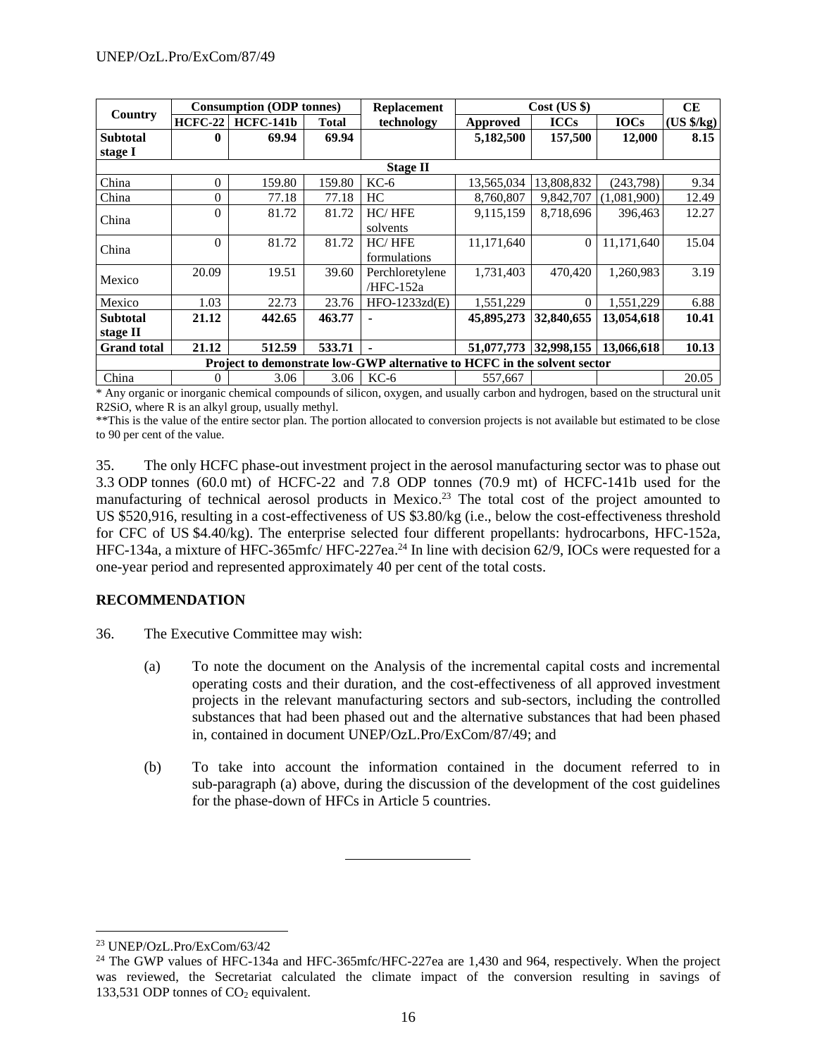| Country | Consumption (ODP tonnes) | | | Replacement technology | Cost (US $) | | | CE (US $/kg) |
|---|---|---|---|---|---|---|---|---|
| | HCFC-22 | HCFC-141b | Total | | Approved | ICCs | IOCs | |
| **Subtotal stage I** | **0** | **69.94** | **69.94** | | **5,182,500** | **157,500** | **12,000** | **8.15** |
| **Stage II** | | | | | | | | |
| China | 0 | 159.80 | 159.80 | KC-6 | 13,565,034 | 13,808,832 | (243,798) | 9.34 |
| China | 0 | 77.18 | 77.18 | HC | 8,760,807 | 9,842,707 | (1,081,900) | 12.49 |
| China | 0 | 81.72 | 81.72 | HC/ HFE solvents | 9,115,159 | 8,718,696 | 396,463 | 12.27 |
| China | 0 | 81.72 | 81.72 | HC/ HFE formulations | 11,171,640 | 0 | 11,171,640 | 15.04 |
| Mexico | 20.09 | 19.51 | 39.60 | Perchloretylene /HFC-152a | 1,731,403 | 470,420 | 1,260,983 | 3.19 |
| Mexico | 1.03 | 22.73 | 23.76 | HFO-1233zd(E) | 1,551,229 | 0 | 1,551,229 | 6.88 |
| **Subtotal stage II** | **21.12** | **442.65** | **463.77** | **-** | **45,895,273** | **32,840,655** | **13,054,618** | **10.41** |
| **Grand total** | **21.12** | **512.59** | **533.71** | **-** | **51,077,773** | **32,998,155** | **13,066,618** | **10.13** |
| **Project to demonstrate low-GWP alternative to HCFC in the solvent sector** | | | | | | | | |
| China | 0 | 3.06 | 3.06 | KC-6 | 557,667 | | | 20.05 |

\* Any organic or inorganic chemical compounds of silicon, oxygen, and usually carbon and hydrogen, based on the structural unit R2SiO, where R is an alkyl group, usually methyl.

\*\*This is the value of the entire sector plan. The portion allocated to conversion projects is not available but estimated to be close to 90 per cent of the value.

35. The only HCFC phase-out investment project in the aerosol manufacturing sector was to phase out 3.3 ODP tonnes (60.0 mt) of HCFC-22 and 7.8 ODP tonnes (70.9 mt) of HCFC-141b used for the manufacturing of technical aerosol products in Mexico.[23] The total cost of the project amounted to US $520,916, resulting in a cost-effectiveness of US $3.80/kg (i.e., below the cost-effectiveness threshold for CFC of US $4.40/kg). The enterprise selected four different propellants: hydrocarbons, HFC-152a, HFC-134a, a mixture of HFC-365mfc/ HFC-227ea.[24] In line with decision 62/9, IOCs were requested for a one-year period and represented approximately 40 per cent of the total costs.

## RECOMMENDATION

36. The Executive Committee may wish:

(a) To note the document on the Analysis of the incremental capital costs and incremental operating costs and their duration, and the cost-effectiveness of all approved investment projects in the relevant manufacturing sectors and sub-sectors, including the controlled substances that had been phased out and the alternative substances that had been phased in, contained in document UNEP/OzL.Pro/ExCom/87/49; and

(b) To take into account the information contained in the document referred to in sub-paragraph (a) above, during the discussion of the development of the cost guidelines for the phase-down of HFCs in Article 5 countries.

---

[23] UNEP/OzL.Pro/ExCom/63/42

[24] The GWP values of HFC-134a and HFC-365mfc/HFC-227ea are 1,430 and 964, respectively. When the project was reviewed, the Secretariat calculated the climate impact of the conversion resulting in savings of 133,531 ODP tonnes of $CO_2$ equivalent.